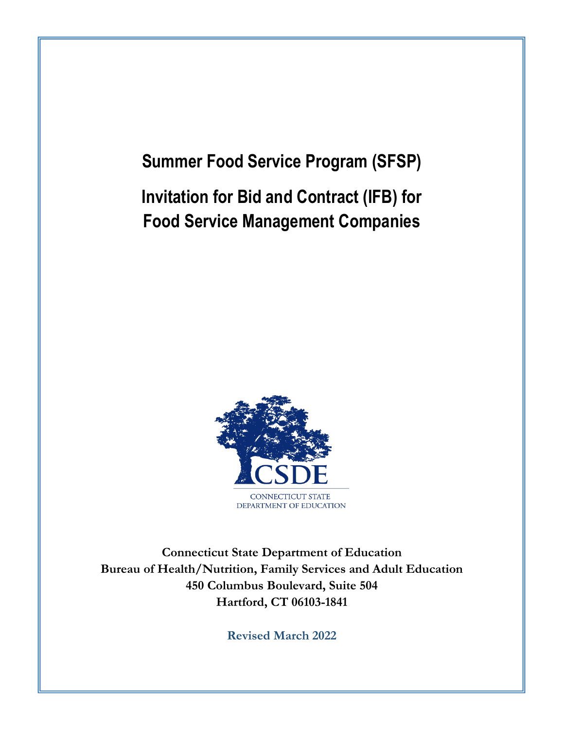# Summer Food Service Program (SFSP)

# Invitation for Bid and Contract (IFB) for Food Service Management Companies

CSDE

CONNECTICUT STATE DEPARTMENT OF EDUCATION

**Connecticut State Department of Education**
**Bureau of Health/Nutrition, Family Services and Adult Education**
**450 Columbus Boulevard, Suite 504**
**Hartford, CT 06103-1841**

**Revised March 2022**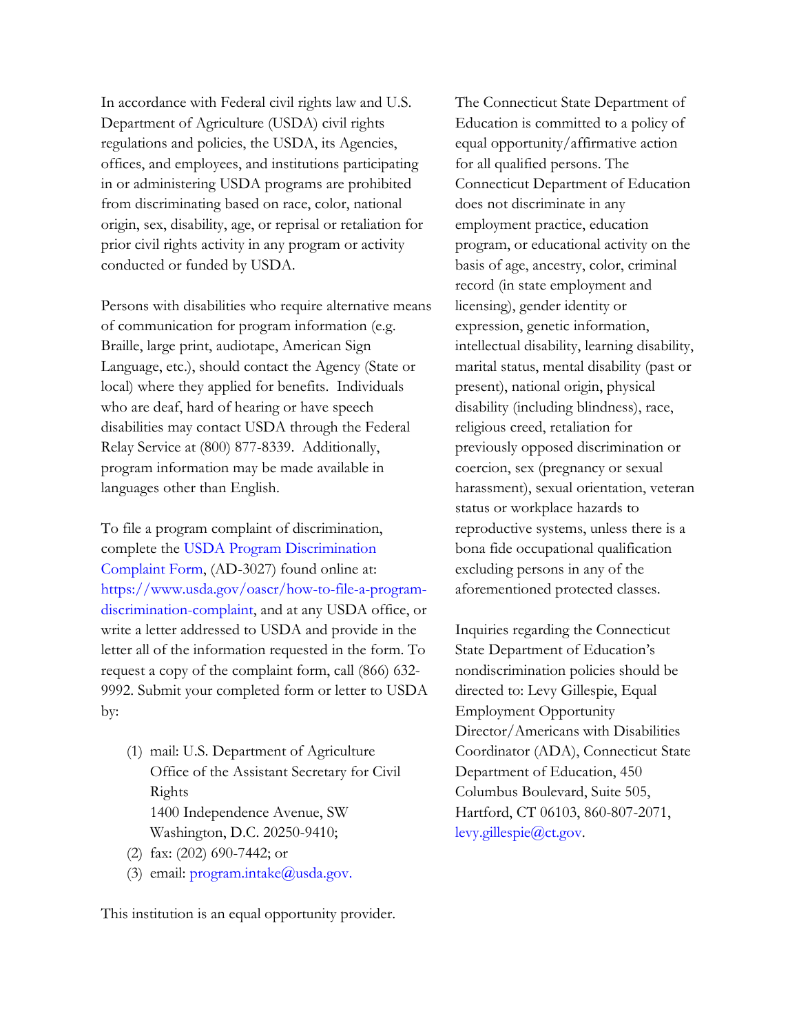In accordance with Federal civil rights law and U.S. Department of Agriculture (USDA) civil rights regulations and policies, the USDA, its Agencies, offices, and employees, and institutions participating in or administering USDA programs are prohibited from discriminating based on race, color, national origin, sex, disability, age, or reprisal or retaliation for prior civil rights activity in any program or activity conducted or funded by USDA.

Persons with disabilities who require alternative means of communication for program information (e.g. Braille, large print, audiotape, American Sign Language, etc.), should contact the Agency (State or local) where they applied for benefits. Individuals who are deaf, hard of hearing or have speech disabilities may contact USDA through the Federal Relay Service at (800) 877-8339. Additionally, program information may be made available in languages other than English.

To file a program complaint of discrimination, complete the USDA Program Discrimination Complaint Form, (AD-3027) found online at: https://www.usda.gov/oascr/how-to-file-a-program-discrimination-complaint, and at any USDA office, or write a letter addressed to USDA and provide in the letter all of the information requested in the form. To request a copy of the complaint form, call (866) 632-9992. Submit your completed form or letter to USDA by:

1. mail: U.S. Department of Agriculture
   Office of the Assistant Secretary for Civil Rights
   1400 Independence Avenue, SW
   Washington, D.C. 20250-9410;
2. fax: (202) 690-7442; or
3. email: program.intake@usda.gov.

This institution is an equal opportunity provider.

The Connecticut State Department of Education is committed to a policy of equal opportunity/affirmative action for all qualified persons. The Connecticut Department of Education does not discriminate in any employment practice, education program, or educational activity on the basis of age, ancestry, color, criminal record (in state employment and licensing), gender identity or expression, genetic information, intellectual disability, learning disability, marital status, mental disability (past or present), national origin, physical disability (including blindness), race, religious creed, retaliation for previously opposed discrimination or coercion, sex (pregnancy or sexual harassment), sexual orientation, veteran status or workplace hazards to reproductive systems, unless there is a bona fide occupational qualification excluding persons in any of the aforementioned protected classes.

Inquiries regarding the Connecticut State Department of Education's nondiscrimination policies should be directed to: Levy Gillespie, Equal Employment Opportunity Director/Americans with Disabilities Coordinator (ADA), Connecticut State Department of Education, 450 Columbus Boulevard, Suite 505, Hartford, CT 06103, 860-807-2071, levy.gillespie@ct.gov.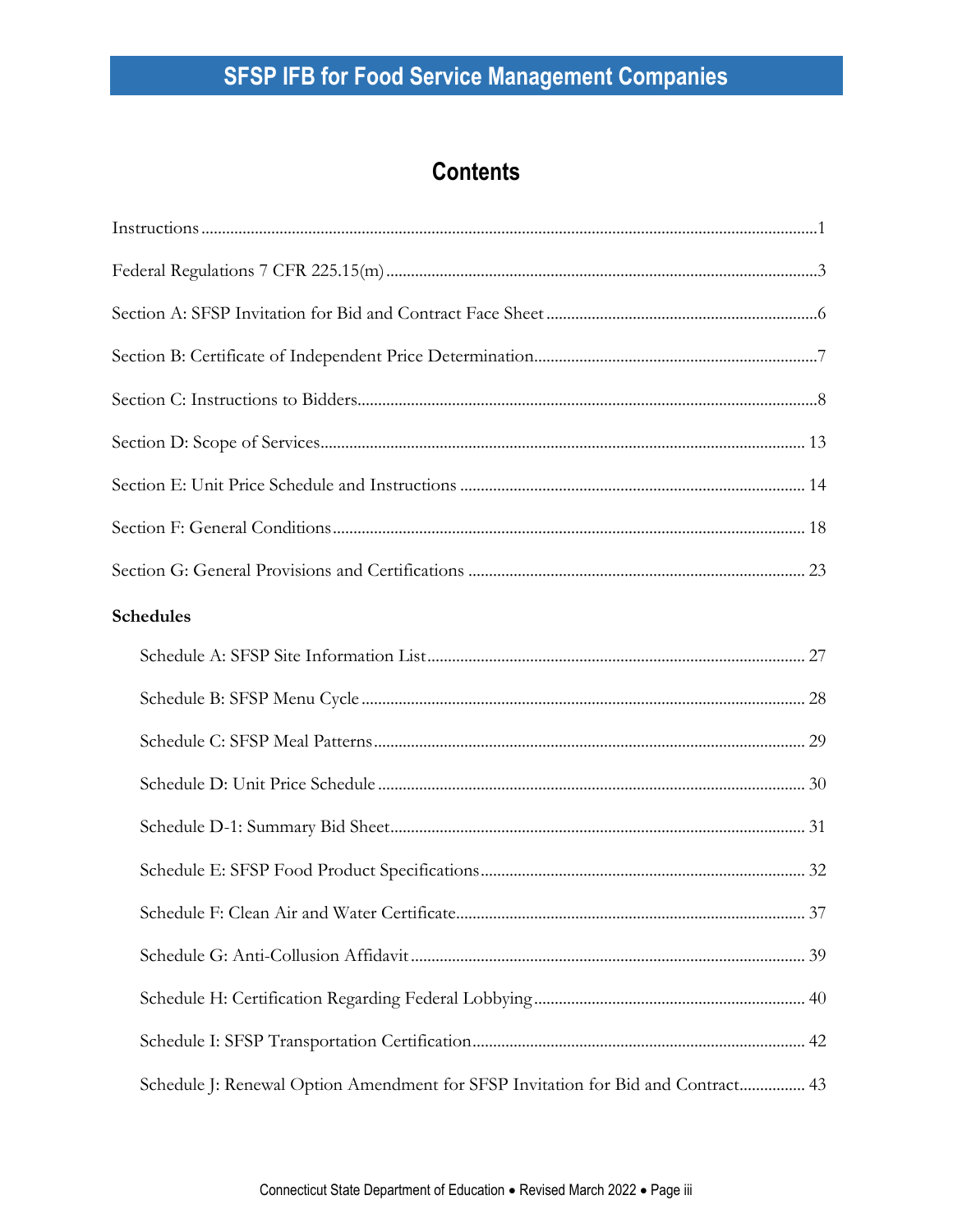## Contents

Instructions ........................................................................................................................................1

Federal Regulations 7 CFR 225.15(m) ........................................................................................................3

Section A: SFSP Invitation for Bid and Contract Face Sheet ..................................................................6

Section B: Certificate of Independent Price Determination.....................................................................7

Section C: Instructions to Bidders...............................................................................................................8

Section D: Scope of Services..................................................................................................................... 13

Section E: Unit Price Schedule and Instructions ................................................................................... 14

Section F: General Conditions.................................................................................................................. 18

Section G: General Provisions and Certifications .................................................................................. 23

**Schedules**

- Schedule A: SFSP Site Information List........................................................................................... 27
- Schedule B: SFSP Menu Cycle ........................................................................................................... 28
- Schedule C: SFSP Meal Patterns........................................................................................................ 29
- Schedule D: Unit Price Schedule ....................................................................................................... 30
- Schedule D-1: Summary Bid Sheet.................................................................................................... 31
- Schedule E: SFSP Food Product Specifications............................................................................... 32
- Schedule F: Clean Air and Water Certificate..................................................................................... 37
- Schedule G: Anti-Collusion Affidavit............................................................................................... 39
- Schedule H: Certification Regarding Federal Lobbying.................................................................. 40
- Schedule I: SFSP Transportation Certification................................................................................. 42
- Schedule J: Renewal Option Amendment for SFSP Invitation for Bid and Contract................ 43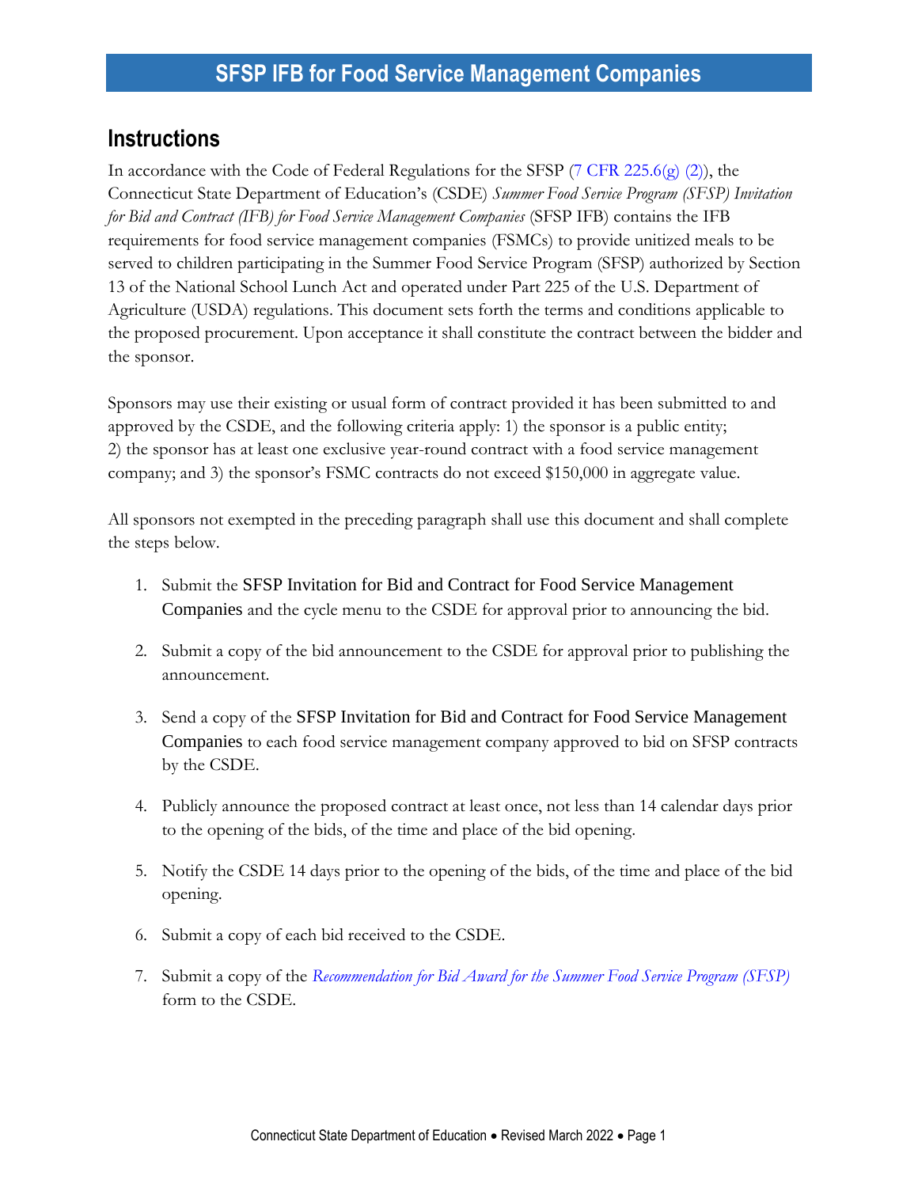## Instructions

In accordance with the Code of Federal Regulations for the SFSP (7 CFR 225.6(g) (2)), the Connecticut State Department of Education's (CSDE) *Summer Food Service Program (SFSP) Invitation for Bid and Contract (IFB) for Food Service Management Companies* (SFSP IFB) contains the IFB requirements for food service management companies (FSMCs) to provide unitized meals to be served to children participating in the Summer Food Service Program (SFSP) authorized by Section 13 of the National School Lunch Act and operated under Part 225 of the U.S. Department of Agriculture (USDA) regulations. This document sets forth the terms and conditions applicable to the proposed procurement. Upon acceptance it shall constitute the contract between the bidder and the sponsor.

Sponsors may use their existing or usual form of contract provided it has been submitted to and approved by the CSDE, and the following criteria apply: 1) the sponsor is a public entity; 2) the sponsor has at least one exclusive year-round contract with a food service management company; and 3) the sponsor's FSMC contracts do not exceed $150,000 in aggregate value.

All sponsors not exempted in the preceding paragraph shall use this document and shall complete the steps below.

1. Submit the SFSP Invitation for Bid and Contract for Food Service Management Companies and the cycle menu to the CSDE for approval prior to announcing the bid.
2. Submit a copy of the bid announcement to the CSDE for approval prior to publishing the announcement.
3. Send a copy of the SFSP Invitation for Bid and Contract for Food Service Management Companies to each food service management company approved to bid on SFSP contracts by the CSDE.
4. Publicly announce the proposed contract at least once, not less than 14 calendar days prior to the opening of the bids, of the time and place of the bid opening.
5. Notify the CSDE 14 days prior to the opening of the bids, of the time and place of the bid opening.
6. Submit a copy of each bid received to the CSDE.
7. Submit a copy of the *Recommendation for Bid Award for the Summer Food Service Program (SFSP)* form to the CSDE.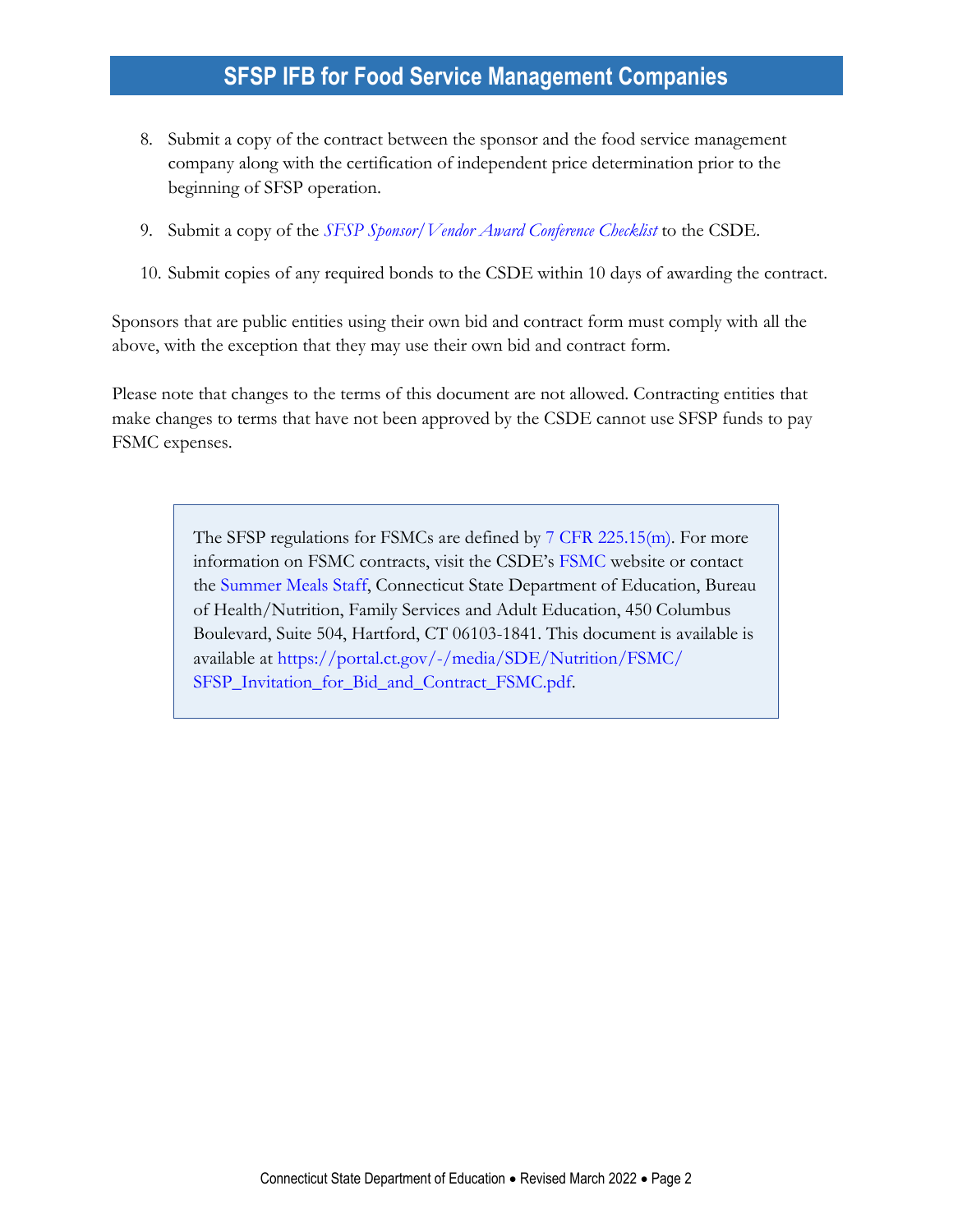8. Submit a copy of the contract between the sponsor and the food service management company along with the certification of independent price determination prior to the beginning of SFSP operation.

9. Submit a copy of the *SFSP Sponsor/Vendor Award Conference Checklist* to the CSDE.

10. Submit copies of any required bonds to the CSDE within 10 days of awarding the contract.

Sponsors that are public entities using their own bid and contract form must comply with all the above, with the exception that they may use their own bid and contract form.

Please note that changes to the terms of this document are not allowed. Contracting entities that make changes to terms that have not been approved by the CSDE cannot use SFSP funds to pay FSMC expenses.

> The SFSP regulations for FSMCs are defined by 7 CFR 225.15(m). For more information on FSMC contracts, visit the CSDE's FSMC website or contact the Summer Meals Staff, Connecticut State Department of Education, Bureau of Health/Nutrition, Family Services and Adult Education, 450 Columbus Boulevard, Suite 504, Hartford, CT 06103-1841. This document is available is available at https://portal.ct.gov/-/media/SDE/Nutrition/FSMC/SFSP_Invitation_for_Bid_and_Contract_FSMC.pdf.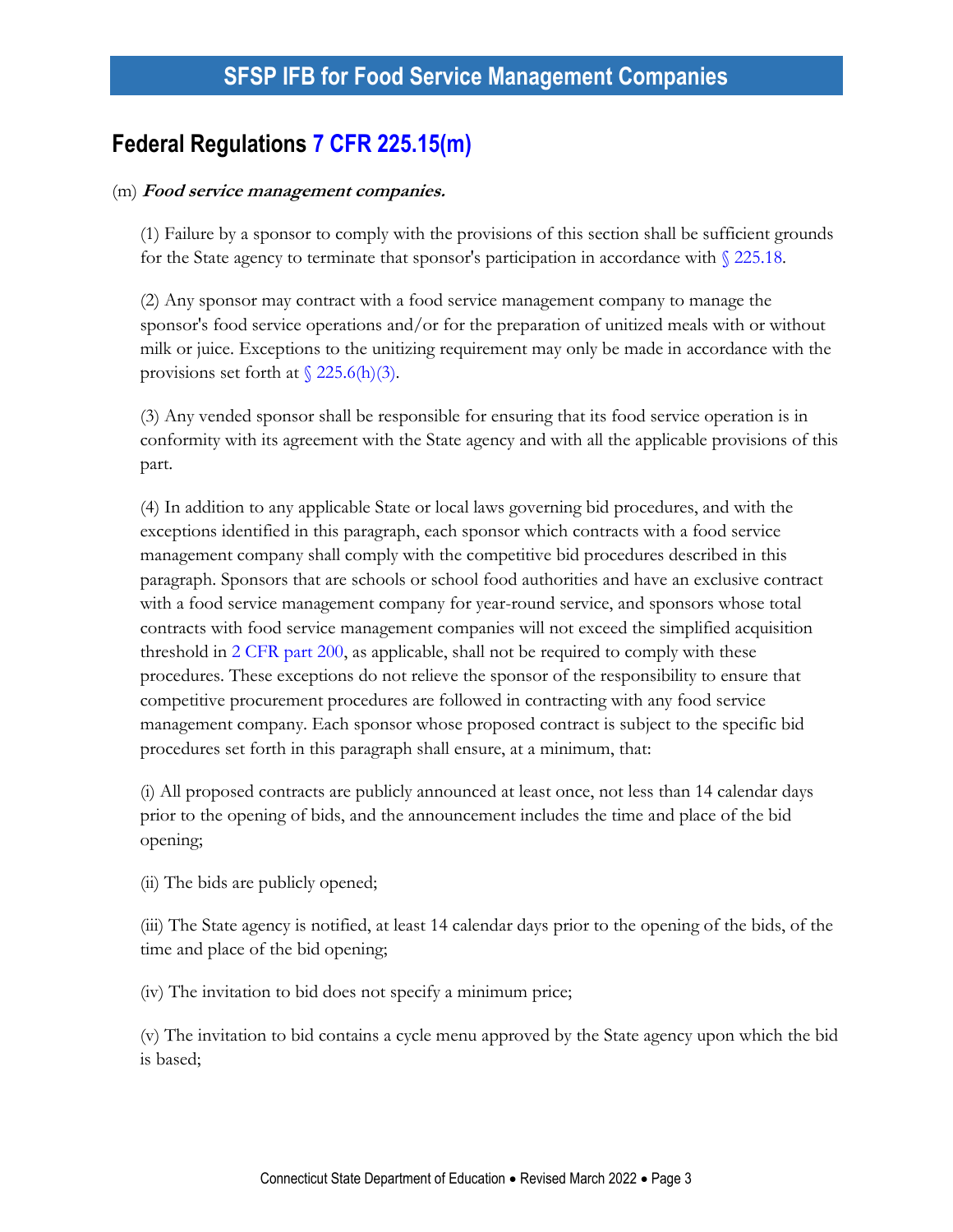## Federal Regulations 7 CFR 225.15(m)

(m) ***Food service management companies.***

(1) Failure by a sponsor to comply with the provisions of this section shall be sufficient grounds for the State agency to terminate that sponsor's participation in accordance with § 225.18.

(2) Any sponsor may contract with a food service management company to manage the sponsor's food service operations and/or for the preparation of unitized meals with or without milk or juice. Exceptions to the unitizing requirement may only be made in accordance with the provisions set forth at § 225.6(h)(3).

(3) Any vended sponsor shall be responsible for ensuring that its food service operation is in conformity with its agreement with the State agency and with all the applicable provisions of this part.

(4) In addition to any applicable State or local laws governing bid procedures, and with the exceptions identified in this paragraph, each sponsor which contracts with a food service management company shall comply with the competitive bid procedures described in this paragraph. Sponsors that are schools or school food authorities and have an exclusive contract with a food service management company for year-round service, and sponsors whose total contracts with food service management companies will not exceed the simplified acquisition threshold in 2 CFR part 200, as applicable, shall not be required to comply with these procedures. These exceptions do not relieve the sponsor of the responsibility to ensure that competitive procurement procedures are followed in contracting with any food service management company. Each sponsor whose proposed contract is subject to the specific bid procedures set forth in this paragraph shall ensure, at a minimum, that:

(i) All proposed contracts are publicly announced at least once, not less than 14 calendar days prior to the opening of bids, and the announcement includes the time and place of the bid opening;

(ii) The bids are publicly opened;

(iii) The State agency is notified, at least 14 calendar days prior to the opening of the bids, of the time and place of the bid opening;

(iv) The invitation to bid does not specify a minimum price;

(v) The invitation to bid contains a cycle menu approved by the State agency upon which the bid is based;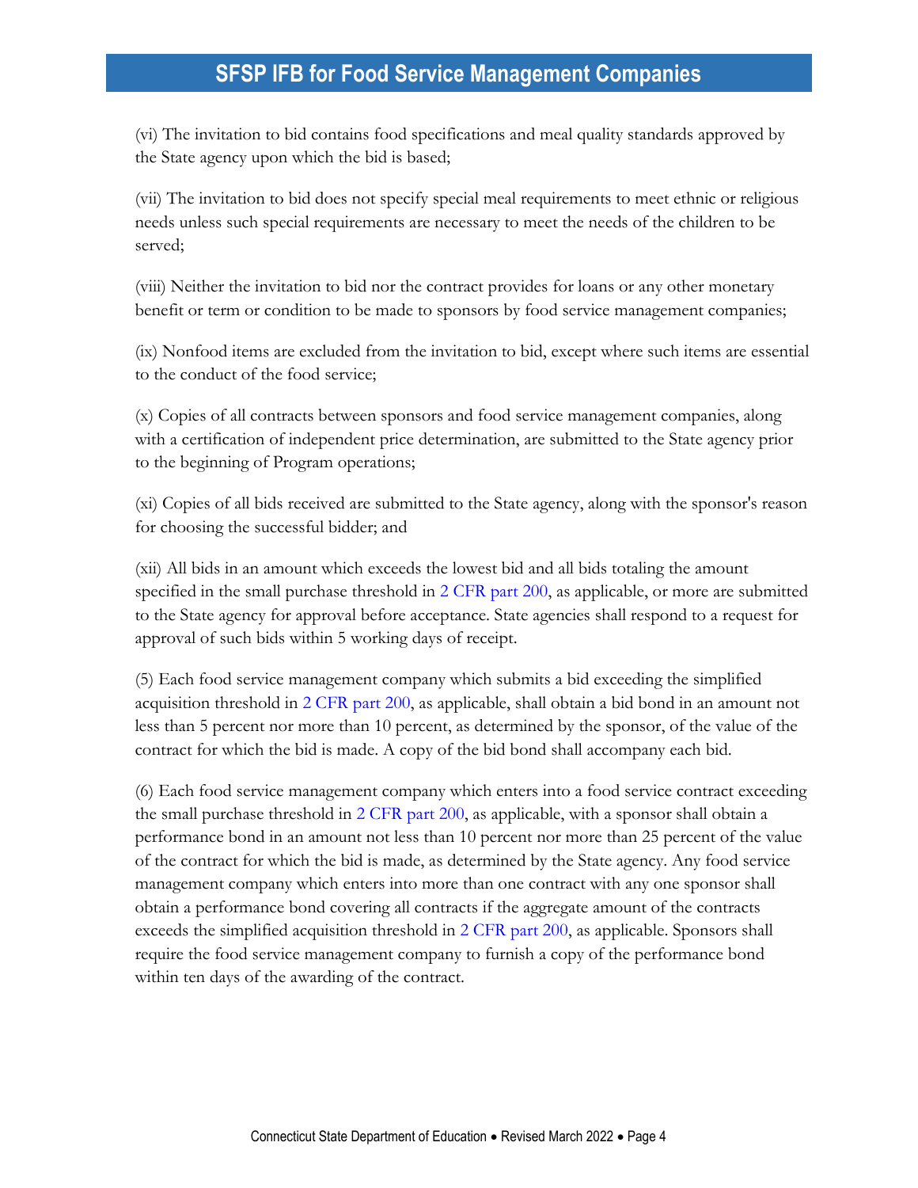(vi) The invitation to bid contains food specifications and meal quality standards approved by the State agency upon which the bid is based;

(vii) The invitation to bid does not specify special meal requirements to meet ethnic or religious needs unless such special requirements are necessary to meet the needs of the children to be served;

(viii) Neither the invitation to bid nor the contract provides for loans or any other monetary benefit or term or condition to be made to sponsors by food service management companies;

(ix) Nonfood items are excluded from the invitation to bid, except where such items are essential to the conduct of the food service;

(x) Copies of all contracts between sponsors and food service management companies, along with a certification of independent price determination, are submitted to the State agency prior to the beginning of Program operations;

(xi) Copies of all bids received are submitted to the State agency, along with the sponsor's reason for choosing the successful bidder; and

(xii) All bids in an amount which exceeds the lowest bid and all bids totaling the amount specified in the small purchase threshold in 2 CFR part 200, as applicable, or more are submitted to the State agency for approval before acceptance. State agencies shall respond to a request for approval of such bids within 5 working days of receipt.

(5) Each food service management company which submits a bid exceeding the simplified acquisition threshold in 2 CFR part 200, as applicable, shall obtain a bid bond in an amount not less than 5 percent nor more than 10 percent, as determined by the sponsor, of the value of the contract for which the bid is made. A copy of the bid bond shall accompany each bid.

(6) Each food service management company which enters into a food service contract exceeding the small purchase threshold in 2 CFR part 200, as applicable, with a sponsor shall obtain a performance bond in an amount not less than 10 percent nor more than 25 percent of the value of the contract for which the bid is made, as determined by the State agency. Any food service management company which enters into more than one contract with any one sponsor shall obtain a performance bond covering all contracts if the aggregate amount of the contracts exceeds the simplified acquisition threshold in 2 CFR part 200, as applicable. Sponsors shall require the food service management company to furnish a copy of the performance bond within ten days of the awarding of the contract.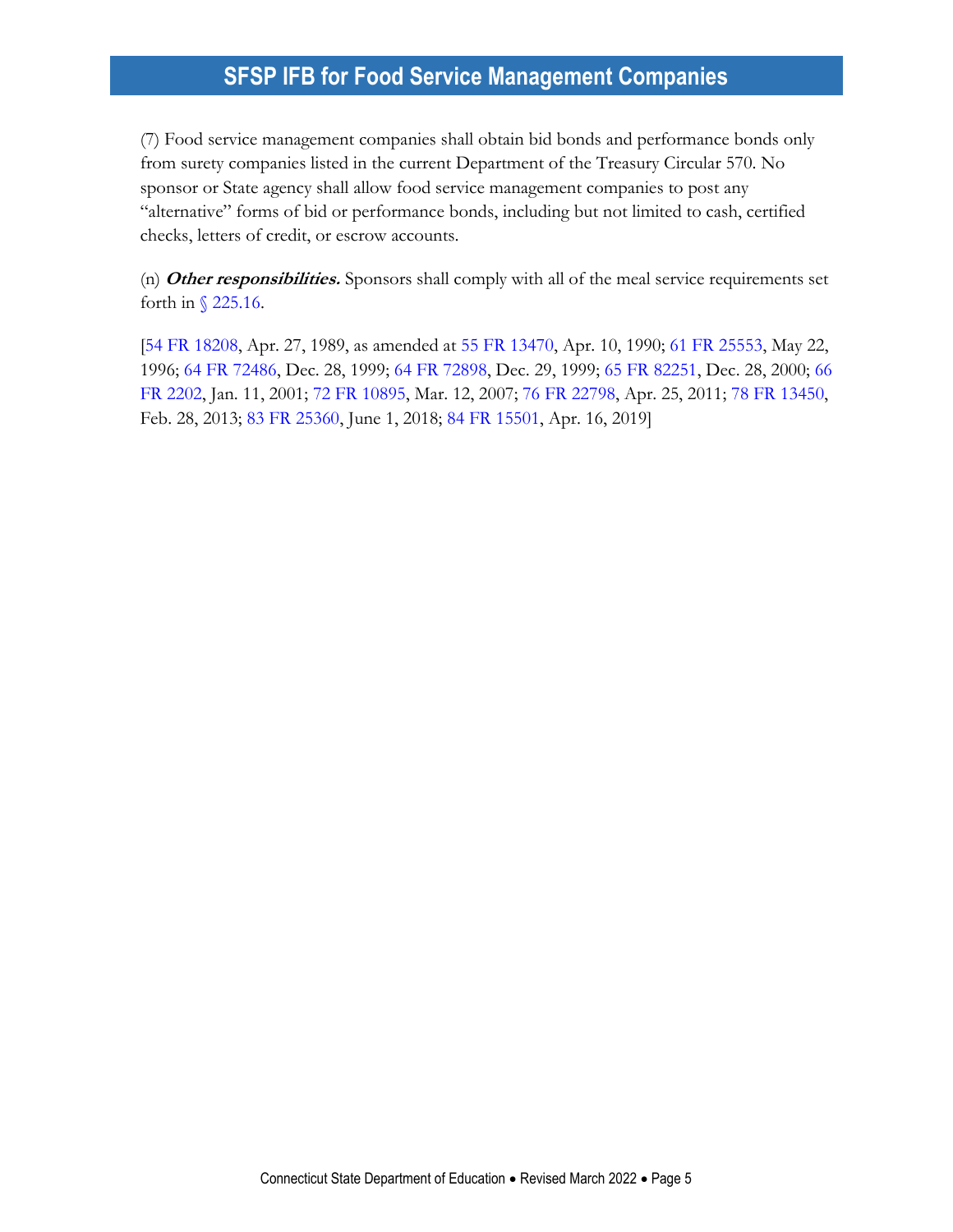(7) Food service management companies shall obtain bid bonds and performance bonds only from surety companies listed in the current Department of the Treasury Circular 570. No sponsor or State agency shall allow food service management companies to post any “alternative” forms of bid or performance bonds, including but not limited to cash, certified checks, letters of credit, or escrow accounts.

(n) ***Other responsibilities.*** Sponsors shall comply with all of the meal service requirements set forth in § 225.16.

[54 FR 18208, Apr. 27, 1989, as amended at 55 FR 13470, Apr. 10, 1990; 61 FR 25553, May 22, 1996; 64 FR 72486, Dec. 28, 1999; 64 FR 72898, Dec. 29, 1999; 65 FR 82251, Dec. 28, 2000; 66 FR 2202, Jan. 11, 2001; 72 FR 10895, Mar. 12, 2007; 76 FR 22798, Apr. 25, 2011; 78 FR 13450, Feb. 28, 2013; 83 FR 25360, June 1, 2018; 84 FR 15501, Apr. 16, 2019]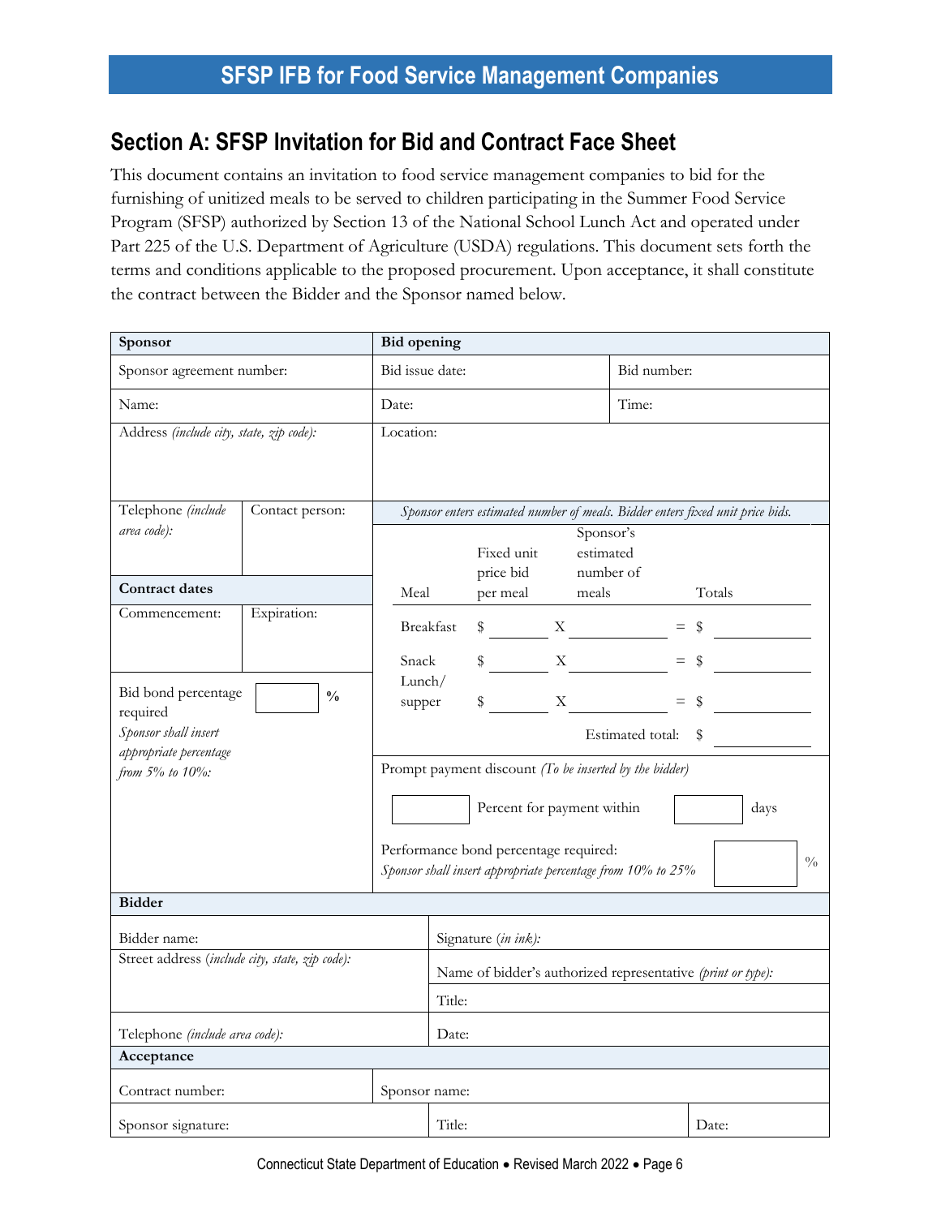## SFSP IFB for Food Service Management Companies

## Section A: SFSP Invitation for Bid and Contract Face Sheet

This document contains an invitation to food service management companies to bid for the furnishing of unitized meals to be served to children participating in the Summer Food Service Program (SFSP) authorized by Section 13 of the National School Lunch Act and operated under Part 225 of the U.S. Department of Agriculture (USDA) regulations. This document sets forth the terms and conditions applicable to the proposed procurement. Upon acceptance, it shall constitute the contract between the Bidder and the Sponsor named below.

| | | | |
|---|---|---|---|
| **Sponsor** | | **Bid opening** | |
| Sponsor agreement number: | | Bid issue date: | Bid number: |
| Name: | | Date: | Time: |
| Address *(include city, state, zip code)*: | | Location: | |
| Telephone *(include area code)*: | Contact person: | *Sponsor enters estimated number of meals. Bidder enters fixed unit price bids.* | |
| **Contract dates** | | | |
| Commencement: | Expiration: | | |
| Bid bond percentage required ____ % *Sponsor shall insert appropriate percentage from 5% to 10%:* | | | |

| Meal | Fixed unit price bid per meal | | Sponsor's estimated number of meals | | Totals |
|---|---|---|---|---|---|
| Breakfast | $ ____ | X | ____ | = | $ ____ |
| Snack | $ ____ | X | ____ | = | $ ____ |
| Lunch/ supper | $ ____ | X | ____ | = | $ ____ |
| | | | Estimated total: | | $ ____ |

Prompt payment discount *(To be inserted by the bidder)*

____ Percent for payment within ____ days

Performance bond percentage required: ____ %
*Sponsor shall insert appropriate percentage from 10% to 25%*

| | |
|---|---|
| **Bidder** | |
| Bidder name: | Signature *(in ink)*: |
| Street address *(include city, state, zip code)*: | Name of bidder's authorized representative *(print or type)*: |
| | Title: |
| Telephone *(include area code)*: | Date: |

| | | |
|---|---|---|
| **Acceptance** | | |
| Contract number: | Sponsor name: | |
| Sponsor signature: | Title: | Date: |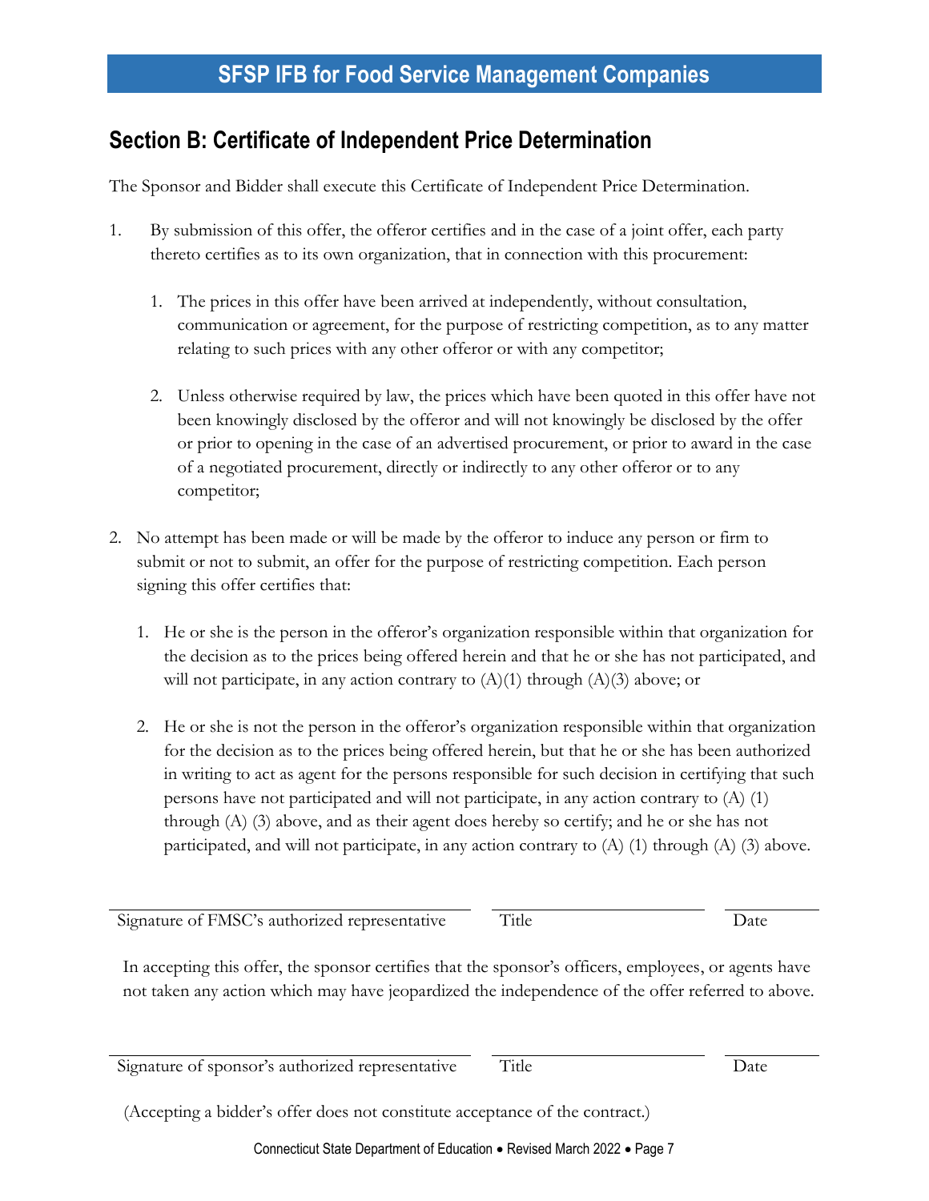## Section B: Certificate of Independent Price Determination

The Sponsor and Bidder shall execute this Certificate of Independent Price Determination.

1. By submission of this offer, the offeror certifies and in the case of a joint offer, each party thereto certifies as to its own organization, that in connection with this procurement:

    1. The prices in this offer have been arrived at independently, without consultation, communication or agreement, for the purpose of restricting competition, as to any matter relating to such prices with any other offeror or with any competitor;

    2. Unless otherwise required by law, the prices which have been quoted in this offer have not been knowingly disclosed by the offeror and will not knowingly be disclosed by the offer or prior to opening in the case of an advertised procurement, or prior to award in the case of a negotiated procurement, directly or indirectly to any other offeror or to any competitor;

2. No attempt has been made or will be made by the offeror to induce any person or firm to submit or not to submit, an offer for the purpose of restricting competition. Each person signing this offer certifies that:

    1. He or she is the person in the offeror's organization responsible within that organization for the decision as to the prices being offered herein and that he or she has not participated, and will not participate, in any action contrary to (A)(1) through (A)(3) above; or

    2. He or she is not the person in the offeror's organization responsible within that organization for the decision as to the prices being offered herein, but that he or she has been authorized in writing to act as agent for the persons responsible for such decision in certifying that such persons have not participated and will not participate, in any action contrary to (A) (1) through (A) (3) above, and as their agent does hereby so certify; and he or she has not participated, and will not participate, in any action contrary to (A) (1) through (A) (3) above.

Signature of FMSC's authorized representative ____________ Title ____________ Date ____________

In accepting this offer, the sponsor certifies that the sponsor's officers, employees, or agents have not taken any action which may have jeopardized the independence of the offer referred to above.

Signature of sponsor's authorized representative ____________ Title ____________ Date ____________

(Accepting a bidder's offer does not constitute acceptance of the contract.)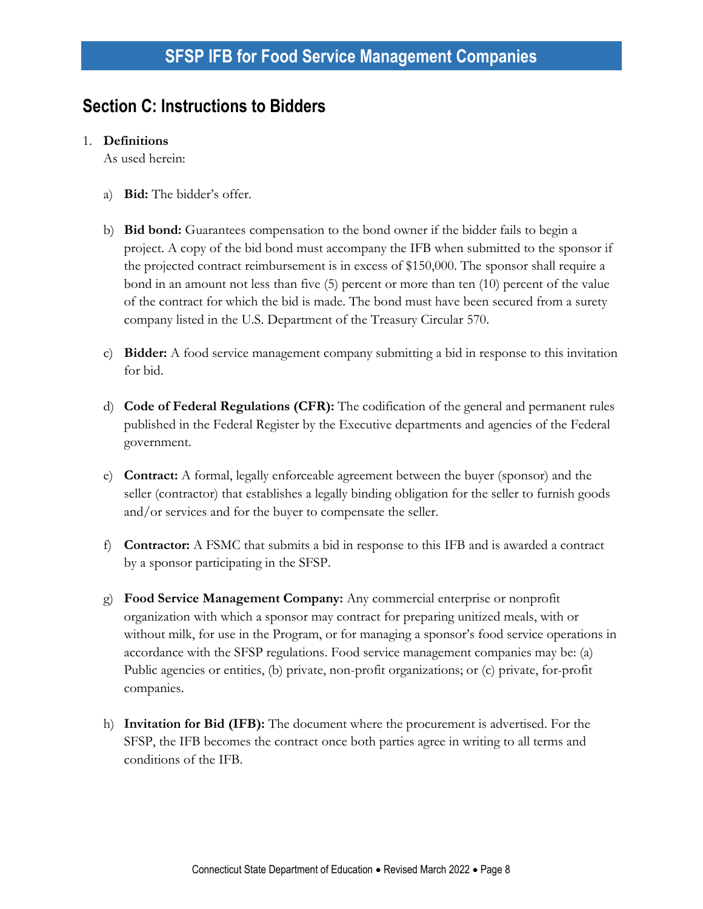## Section C: Instructions to Bidders

1. **Definitions**

   As used herein:

   a) **Bid:** The bidder's offer.

   b) **Bid bond:** Guarantees compensation to the bond owner if the bidder fails to begin a project. A copy of the bid bond must accompany the IFB when submitted to the sponsor if the projected contract reimbursement is in excess of $150,000. The sponsor shall require a bond in an amount not less than five (5) percent or more than ten (10) percent of the value of the contract for which the bid is made. The bond must have been secured from a surety company listed in the U.S. Department of the Treasury Circular 570.

   c) **Bidder:** A food service management company submitting a bid in response to this invitation for bid.

   d) **Code of Federal Regulations (CFR):** The codification of the general and permanent rules published in the Federal Register by the Executive departments and agencies of the Federal government.

   e) **Contract:** A formal, legally enforceable agreement between the buyer (sponsor) and the seller (contractor) that establishes a legally binding obligation for the seller to furnish goods and/or services and for the buyer to compensate the seller.

   f) **Contractor:** A FSMC that submits a bid in response to this IFB and is awarded a contract by a sponsor participating in the SFSP.

   g) **Food Service Management Company:** Any commercial enterprise or nonprofit organization with which a sponsor may contract for preparing unitized meals, with or without milk, for use in the Program, or for managing a sponsor's food service operations in accordance with the SFSP regulations. Food service management companies may be: (a) Public agencies or entities, (b) private, non-profit organizations; or (c) private, for-profit companies.

   h) **Invitation for Bid (IFB):** The document where the procurement is advertised. For the SFSP, the IFB becomes the contract once both parties agree in writing to all terms and conditions of the IFB.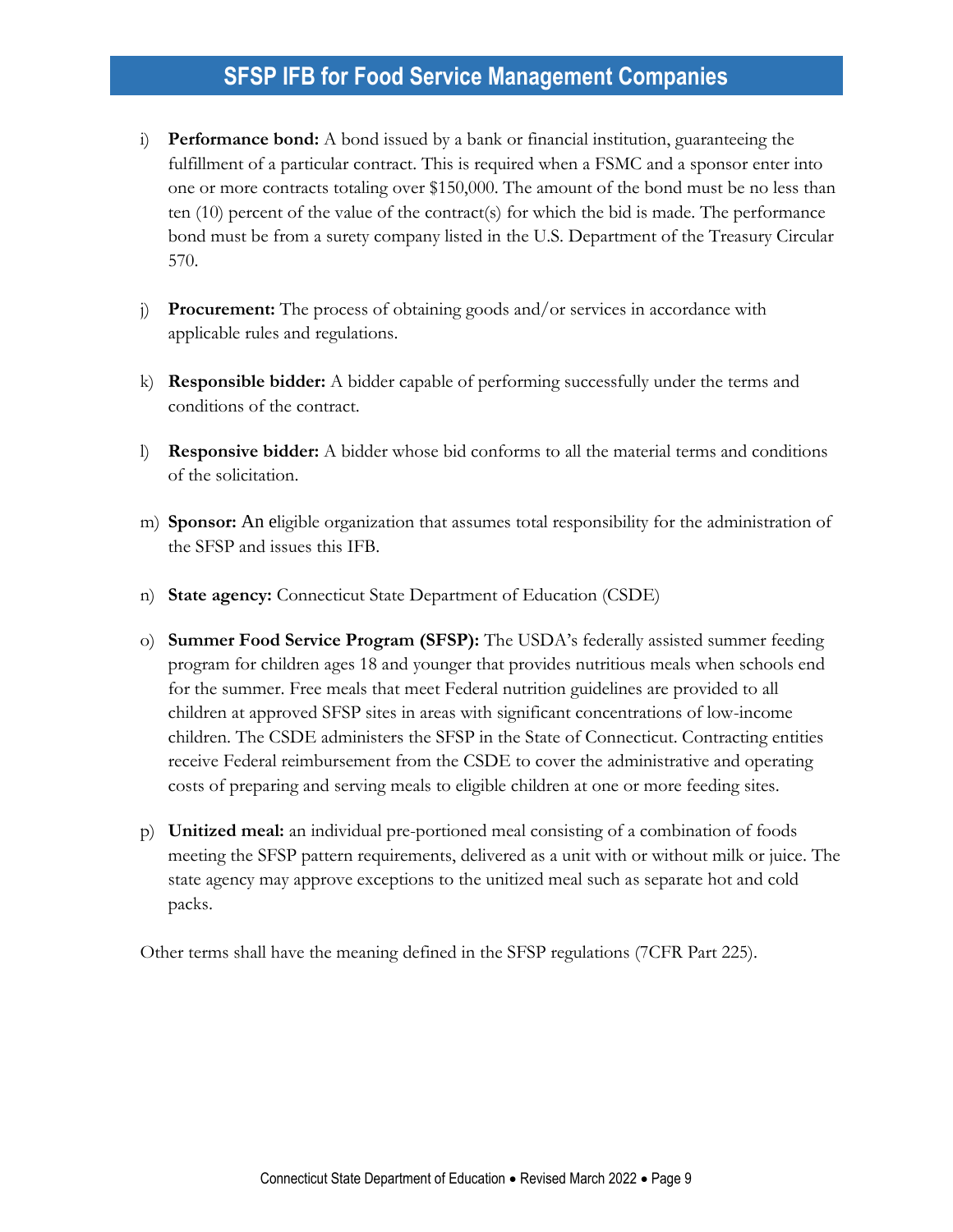i) **Performance bond:** A bond issued by a bank or financial institution, guaranteeing the fulfillment of a particular contract. This is required when a FSMC and a sponsor enter into one or more contracts totaling over $150,000. The amount of the bond must be no less than ten (10) percent of the value of the contract(s) for which the bid is made. The performance bond must be from a surety company listed in the U.S. Department of the Treasury Circular 570.

j) **Procurement:** The process of obtaining goods and/or services in accordance with applicable rules and regulations.

k) **Responsible bidder:** A bidder capable of performing successfully under the terms and conditions of the contract.

l) **Responsive bidder:** A bidder whose bid conforms to all the material terms and conditions of the solicitation.

m) **Sponsor:** An eligible organization that assumes total responsibility for the administration of the SFSP and issues this IFB.

n) **State agency:** Connecticut State Department of Education (CSDE)

o) **Summer Food Service Program (SFSP):** The USDA's federally assisted summer feeding program for children ages 18 and younger that provides nutritious meals when schools end for the summer. Free meals that meet Federal nutrition guidelines are provided to all children at approved SFSP sites in areas with significant concentrations of low-income children. The CSDE administers the SFSP in the State of Connecticut. Contracting entities receive Federal reimbursement from the CSDE to cover the administrative and operating costs of preparing and serving meals to eligible children at one or more feeding sites.

p) **Unitized meal:** an individual pre-portioned meal consisting of a combination of foods meeting the SFSP pattern requirements, delivered as a unit with or without milk or juice. The state agency may approve exceptions to the unitized meal such as separate hot and cold packs.

Other terms shall have the meaning defined in the SFSP regulations (7CFR Part 225).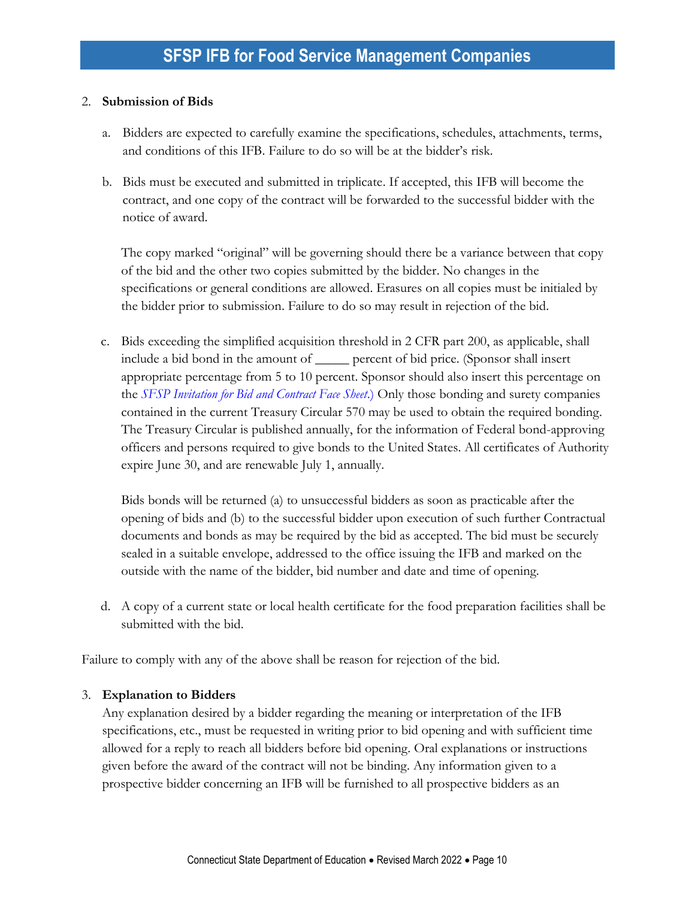2. **Submission of Bids**

   a. Bidders are expected to carefully examine the specifications, schedules, attachments, terms, and conditions of this IFB. Failure to do so will be at the bidder's risk.

   b. Bids must be executed and submitted in triplicate. If accepted, this IFB will become the contract, and one copy of the contract will be forwarded to the successful bidder with the notice of award.

      The copy marked "original" will be governing should there be a variance between that copy of the bid and the other two copies submitted by the bidder. No changes in the specifications or general conditions are allowed. Erasures on all copies must be initialed by the bidder prior to submission. Failure to do so may result in rejection of the bid.

   c. Bids exceeding the simplified acquisition threshold in 2 CFR part 200, as applicable, shall include a bid bond in the amount of _____ percent of bid price. (Sponsor shall insert appropriate percentage from 5 to 10 percent. Sponsor should also insert this percentage on the *SFSP Invitation for Bid and Contract Face Sheet*.) Only those bonding and surety companies contained in the current Treasury Circular 570 may be used to obtain the required bonding. The Treasury Circular is published annually, for the information of Federal bond-approving officers and persons required to give bonds to the United States. All certificates of Authority expire June 30, and are renewable July 1, annually.

      Bids bonds will be returned (a) to unsuccessful bidders as soon as practicable after the opening of bids and (b) to the successful bidder upon execution of such further Contractual documents and bonds as may be required by the bid as accepted. The bid must be securely sealed in a suitable envelope, addressed to the office issuing the IFB and marked on the outside with the name of the bidder, bid number and date and time of opening.

   d. A copy of a current state or local health certificate for the food preparation facilities shall be submitted with the bid.

Failure to comply with any of the above shall be reason for rejection of the bid.

3. **Explanation to Bidders**
   Any explanation desired by a bidder regarding the meaning or interpretation of the IFB specifications, etc., must be requested in writing prior to bid opening and with sufficient time allowed for a reply to reach all bidders before bid opening. Oral explanations or instructions given before the award of the contract will not be binding. Any information given to a prospective bidder concerning an IFB will be furnished to all prospective bidders as an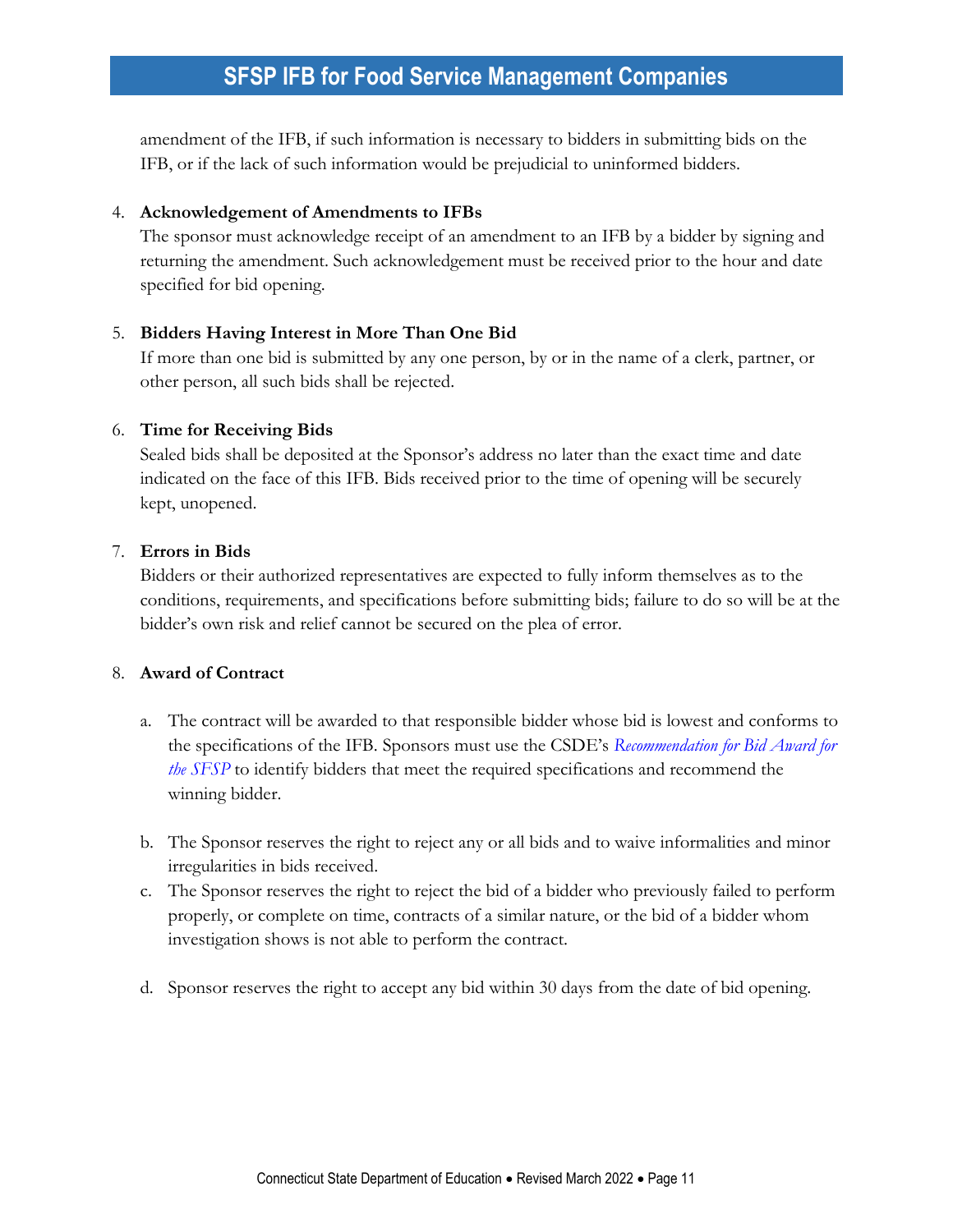amendment of the IFB, if such information is necessary to bidders in submitting bids on the IFB, or if the lack of such information would be prejudicial to uninformed bidders.

4. **Acknowledgement of Amendments to IFBs**
   The sponsor must acknowledge receipt of an amendment to an IFB by a bidder by signing and returning the amendment. Such acknowledgement must be received prior to the hour and date specified for bid opening.

5. **Bidders Having Interest in More Than One Bid**
   If more than one bid is submitted by any one person, by or in the name of a clerk, partner, or other person, all such bids shall be rejected.

6. **Time for Receiving Bids**
   Sealed bids shall be deposited at the Sponsor's address no later than the exact time and date indicated on the face of this IFB. Bids received prior to the time of opening will be securely kept, unopened.

7. **Errors in Bids**
   Bidders or their authorized representatives are expected to fully inform themselves as to the conditions, requirements, and specifications before submitting bids; failure to do so will be at the bidder's own risk and relief cannot be secured on the plea of error.

8. **Award of Contract**

   a. The contract will be awarded to that responsible bidder whose bid is lowest and conforms to the specifications of the IFB. Sponsors must use the CSDE's *Recommendation for Bid Award for the SFSP* to identify bidders that meet the required specifications and recommend the winning bidder.

   b. The Sponsor reserves the right to reject any or all bids and to waive informalities and minor irregularities in bids received.

   c. The Sponsor reserves the right to reject the bid of a bidder who previously failed to perform properly, or complete on time, contracts of a similar nature, or the bid of a bidder whom investigation shows is not able to perform the contract.

   d. Sponsor reserves the right to accept any bid within 30 days from the date of bid opening.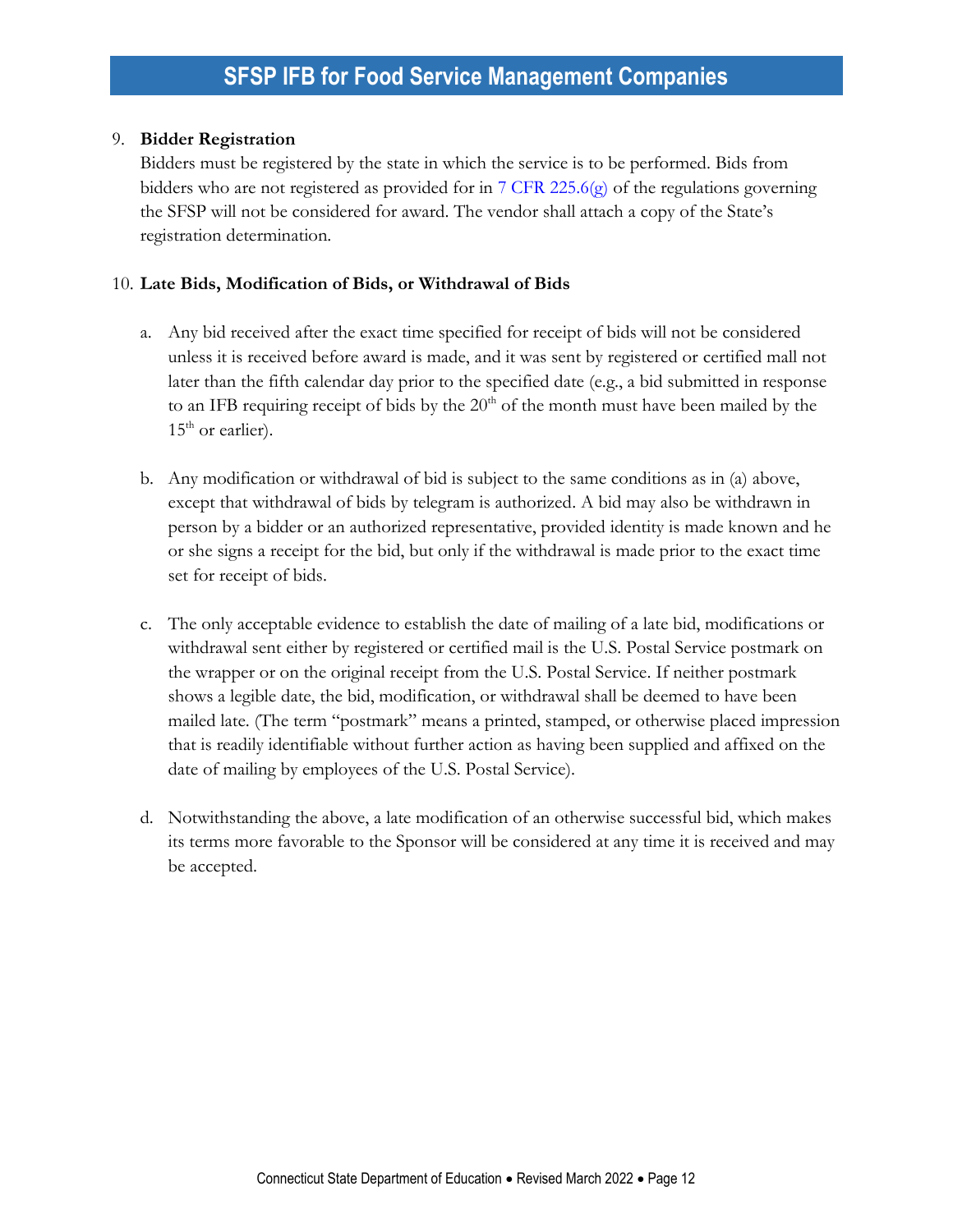9. **Bidder Registration**

   Bidders must be registered by the state in which the service is to be performed. Bids from bidders who are not registered as provided for in 7 CFR 225.6(g) of the regulations governing the SFSP will not be considered for award. The vendor shall attach a copy of the State's registration determination.

10. **Late Bids, Modification of Bids, or Withdrawal of Bids**

    a. Any bid received after the exact time specified for receipt of bids will not be considered unless it is received before award is made, and it was sent by registered or certified mall not later than the fifth calendar day prior to the specified date (e.g., a bid submitted in response to an IFB requiring receipt of bids by the 20th of the month must have been mailed by the 15th or earlier).

    b. Any modification or withdrawal of bid is subject to the same conditions as in (a) above, except that withdrawal of bids by telegram is authorized. A bid may also be withdrawn in person by a bidder or an authorized representative, provided identity is made known and he or she signs a receipt for the bid, but only if the withdrawal is made prior to the exact time set for receipt of bids.

    c. The only acceptable evidence to establish the date of mailing of a late bid, modifications or withdrawal sent either by registered or certified mail is the U.S. Postal Service postmark on the wrapper or on the original receipt from the U.S. Postal Service. If neither postmark shows a legible date, the bid, modification, or withdrawal shall be deemed to have been mailed late. (The term "postmark" means a printed, stamped, or otherwise placed impression that is readily identifiable without further action as having been supplied and affixed on the date of mailing by employees of the U.S. Postal Service).

    d. Notwithstanding the above, a late modification of an otherwise successful bid, which makes its terms more favorable to the Sponsor will be considered at any time it is received and may be accepted.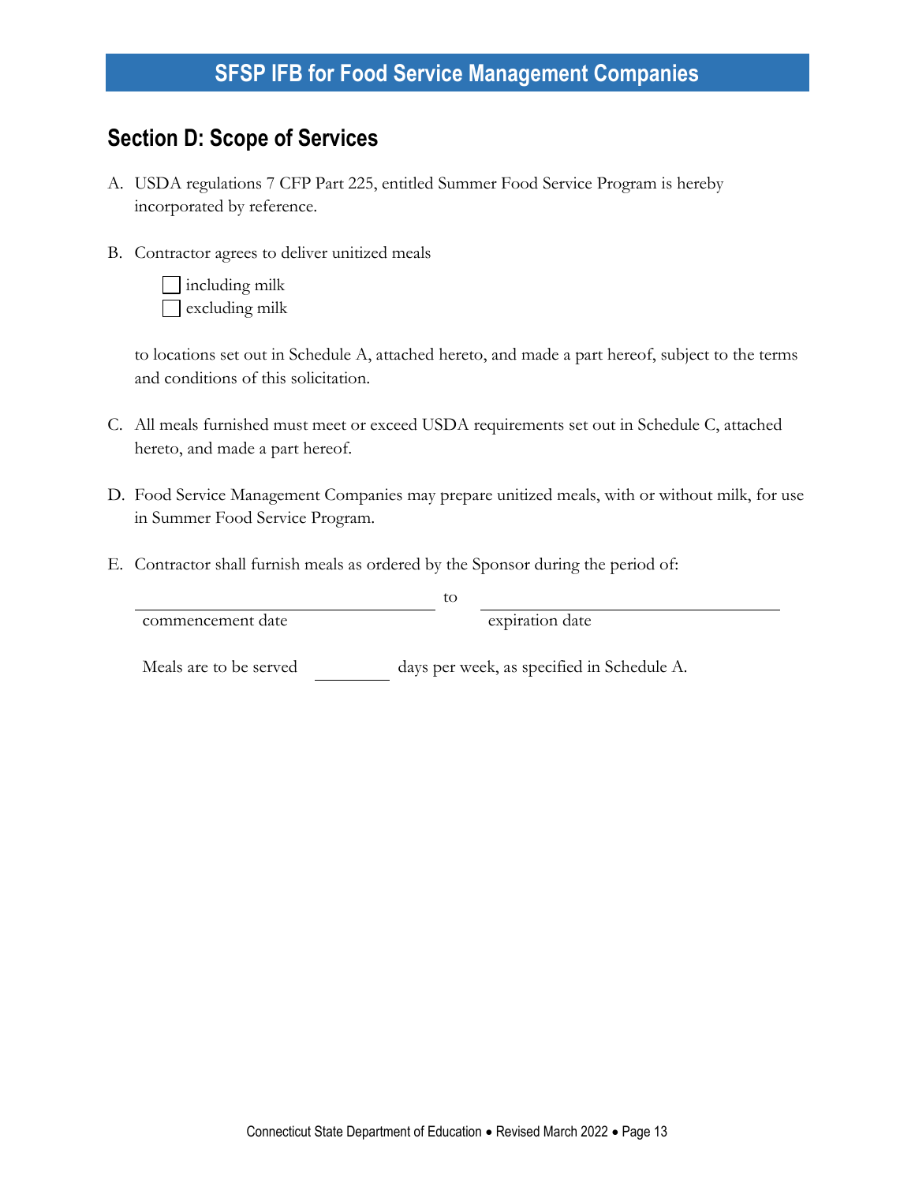## Section D: Scope of Services

A. USDA regulations 7 CFP Part 225, entitled Summer Food Service Program is hereby incorporated by reference.

B. Contractor agrees to deliver unitized meals

☐ including milk
☐ excluding milk

to locations set out in Schedule A, attached hereto, and made a part hereof, subject to the terms and conditions of this solicitation.

C. All meals furnished must meet or exceed USDA requirements set out in Schedule C, attached hereto, and made a part hereof.

D. Food Service Management Companies may prepare unitized meals, with or without milk, for use in Summer Food Service Program.

E. Contractor shall furnish meals as ordered by the Sponsor during the period of:

____________________ to ____________________
commencement date expiration date

Meals are to be served ________ days per week, as specified in Schedule A.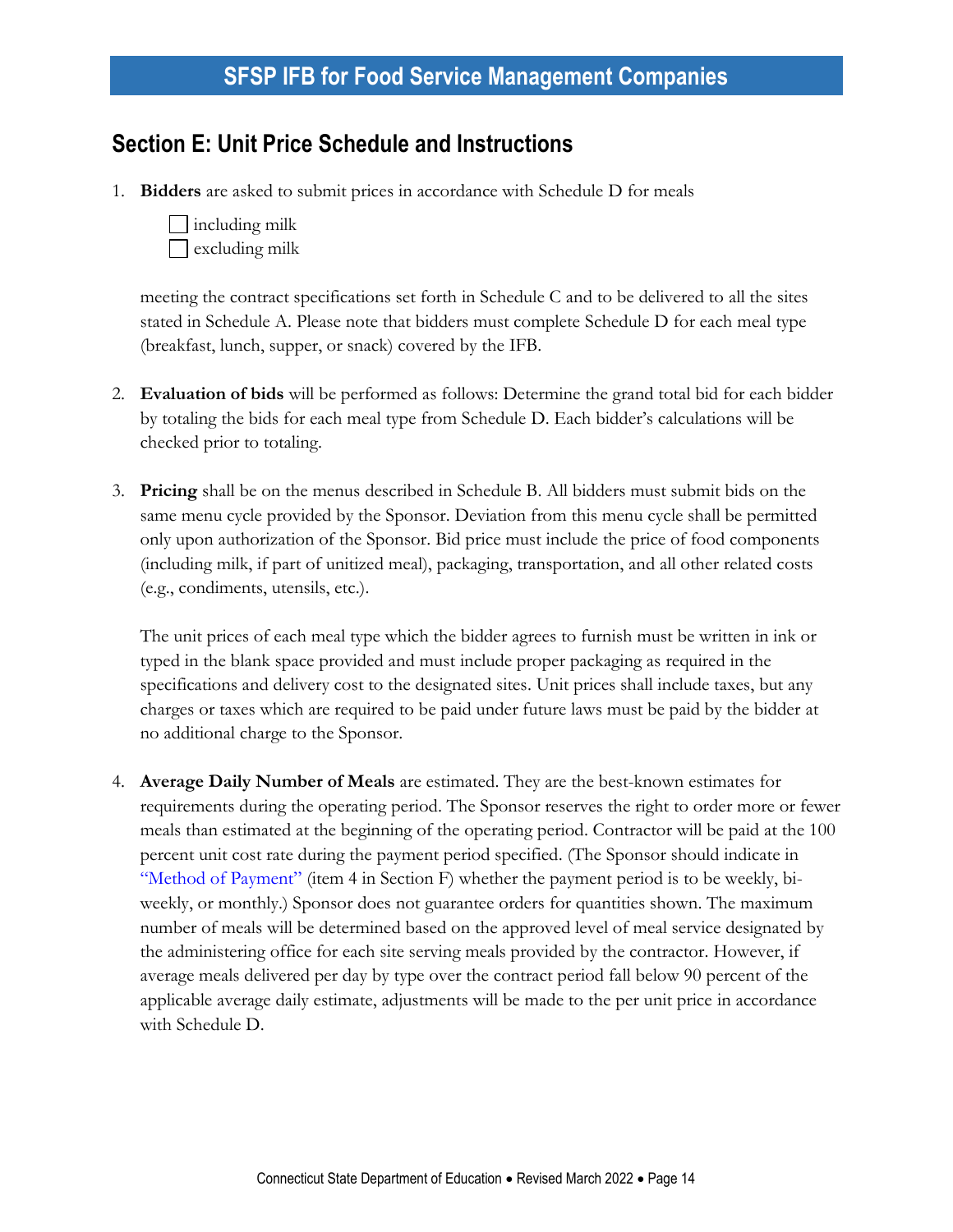## Section E: Unit Price Schedule and Instructions

1. **Bidders** are asked to submit prices in accordance with Schedule D for meals

   ☐ including milk
   ☐ excluding milk

   meeting the contract specifications set forth in Schedule C and to be delivered to all the sites stated in Schedule A. Please note that bidders must complete Schedule D for each meal type (breakfast, lunch, supper, or snack) covered by the IFB.

2. **Evaluation of bids** will be performed as follows: Determine the grand total bid for each bidder by totaling the bids for each meal type from Schedule D. Each bidder's calculations will be checked prior to totaling.

3. **Pricing** shall be on the menus described in Schedule B. All bidders must submit bids on the same menu cycle provided by the Sponsor. Deviation from this menu cycle shall be permitted only upon authorization of the Sponsor. Bid price must include the price of food components (including milk, if part of unitized meal), packaging, transportation, and all other related costs (e.g., condiments, utensils, etc.).

   The unit prices of each meal type which the bidder agrees to furnish must be written in ink or typed in the blank space provided and must include proper packaging as required in the specifications and delivery cost to the designated sites. Unit prices shall include taxes, but any charges or taxes which are required to be paid under future laws must be paid by the bidder at no additional charge to the Sponsor.

4. **Average Daily Number of Meals** are estimated. They are the best-known estimates for requirements during the operating period. The Sponsor reserves the right to order more or fewer meals than estimated at the beginning of the operating period. Contractor will be paid at the 100 percent unit cost rate during the payment period specified. (The Sponsor should indicate in "Method of Payment" (item 4 in Section F) whether the payment period is to be weekly, bi-weekly, or monthly.) Sponsor does not guarantee orders for quantities shown. The maximum number of meals will be determined based on the approved level of meal service designated by the administering office for each site serving meals provided by the contractor. However, if average meals delivered per day by type over the contract period fall below 90 percent of the applicable average daily estimate, adjustments will be made to the per unit price in accordance with Schedule D.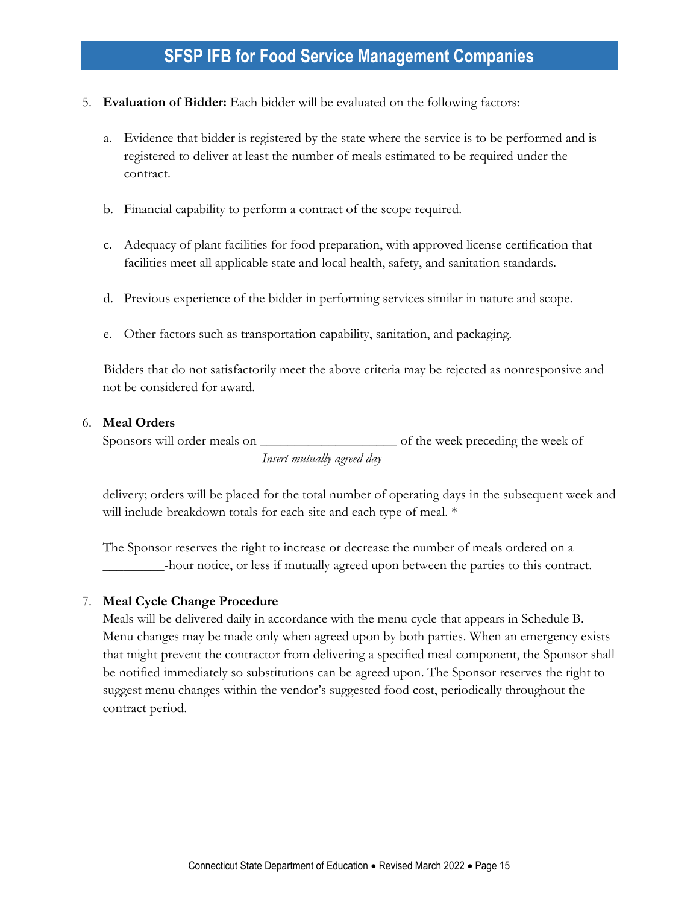5. **Evaluation of Bidder:** Each bidder will be evaluated on the following factors:

   a. Evidence that bidder is registered by the state where the service is to be performed and is registered to deliver at least the number of meals estimated to be required under the contract.

   b. Financial capability to perform a contract of the scope required.

   c. Adequacy of plant facilities for food preparation, with approved license certification that facilities meet all applicable state and local health, safety, and sanitation standards.

   d. Previous experience of the bidder in performing services similar in nature and scope.

   e. Other factors such as transportation capability, sanitation, and packaging.

   Bidders that do not satisfactorily meet the above criteria may be rejected as nonresponsive and not be considered for award.

6. **Meal Orders**

   Sponsors will order meals on ____________________ of the week preceding the week of
   *Insert mutually agreed day*

   delivery; orders will be placed for the total number of operating days in the subsequent week and will include breakdown totals for each site and each type of meal. *

   The Sponsor reserves the right to increase or decrease the number of meals ordered on a _________-hour notice, or less if mutually agreed upon between the parties to this contract.

7. **Meal Cycle Change Procedure**

   Meals will be delivered daily in accordance with the menu cycle that appears in Schedule B. Menu changes may be made only when agreed upon by both parties. When an emergency exists that might prevent the contractor from delivering a specified meal component, the Sponsor shall be notified immediately so substitutions can be agreed upon. The Sponsor reserves the right to suggest menu changes within the vendor's suggested food cost, periodically throughout the contract period.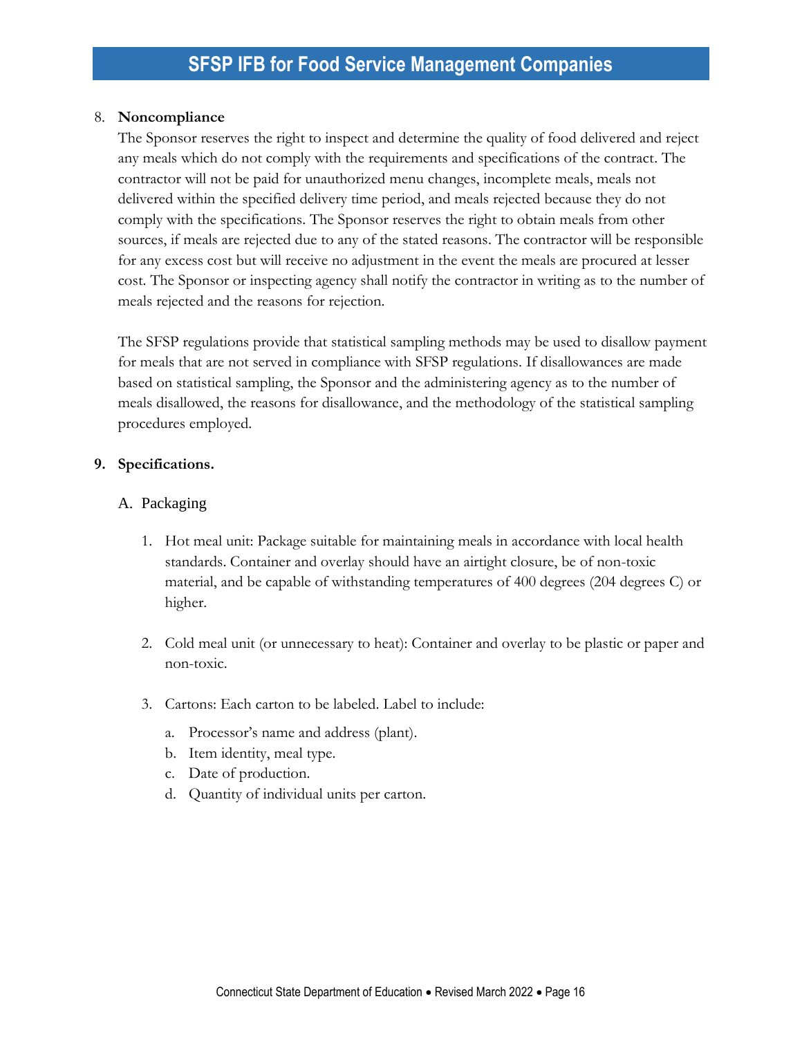8. **Noncompliance**

   The Sponsor reserves the right to inspect and determine the quality of food delivered and reject any meals which do not comply with the requirements and specifications of the contract. The contractor will not be paid for unauthorized menu changes, incomplete meals, meals not delivered within the specified delivery time period, and meals rejected because they do not comply with the specifications. The Sponsor reserves the right to obtain meals from other sources, if meals are rejected due to any of the stated reasons. The contractor will be responsible for any excess cost but will receive no adjustment in the event the meals are procured at lesser cost. The Sponsor or inspecting agency shall notify the contractor in writing as to the number of meals rejected and the reasons for rejection.

   The SFSP regulations provide that statistical sampling methods may be used to disallow payment for meals that are not served in compliance with SFSP regulations. If disallowances are made based on statistical sampling, the Sponsor and the administering agency as to the number of meals disallowed, the reasons for disallowance, and the methodology of the statistical sampling procedures employed.

9. **Specifications.**

   A. Packaging

   1. Hot meal unit: Package suitable for maintaining meals in accordance with local health standards. Container and overlay should have an airtight closure, be of non-toxic material, and be capable of withstanding temperatures of 400 degrees (204 degrees C) or higher.

   2. Cold meal unit (or unnecessary to heat): Container and overlay to be plastic or paper and non-toxic.

   3. Cartons: Each carton to be labeled. Label to include:

      a. Processor's name and address (plant).
      b. Item identity, meal type.
      c. Date of production.
      d. Quantity of individual units per carton.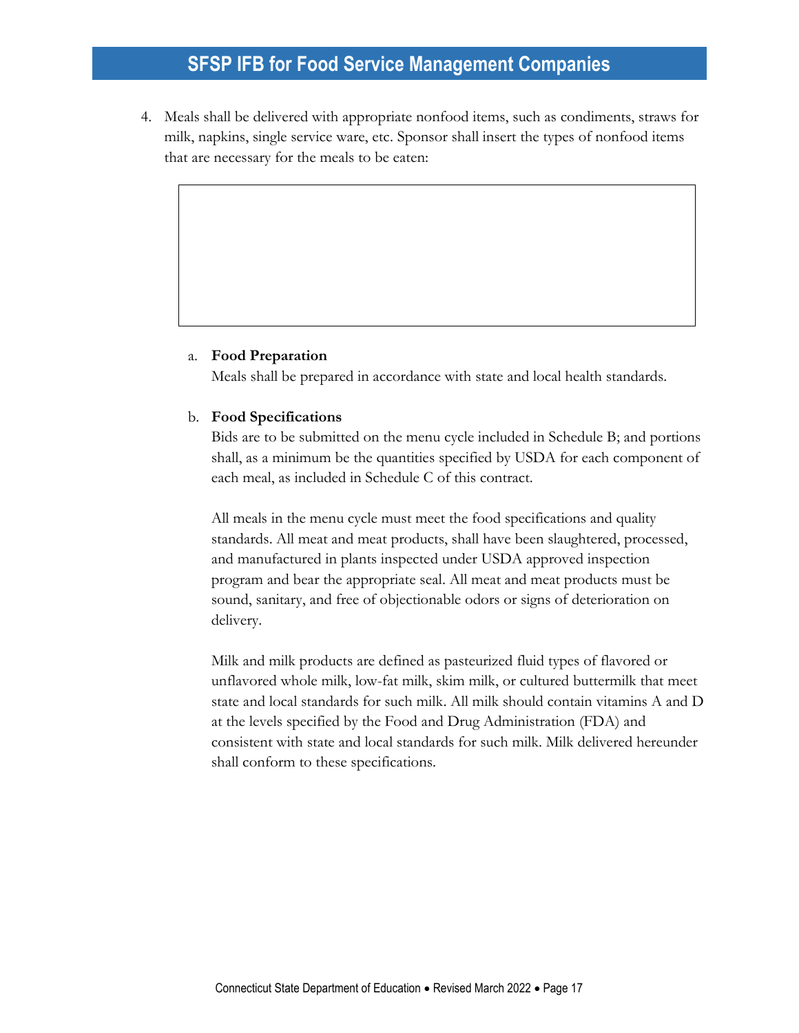4. Meals shall be delivered with appropriate nonfood items, such as condiments, straws for milk, napkins, single service ware, etc. Sponsor shall insert the types of nonfood items that are necessary for the meals to be eaten:

| |
|---|
| |

a. **Food Preparation**

Meals shall be prepared in accordance with state and local health standards.

b. **Food Specifications**

Bids are to be submitted on the menu cycle included in Schedule B; and portions shall, as a minimum be the quantities specified by USDA for each component of each meal, as included in Schedule C of this contract.

All meals in the menu cycle must meet the food specifications and quality standards. All meat and meat products, shall have been slaughtered, processed, and manufactured in plants inspected under USDA approved inspection program and bear the appropriate seal. All meat and meat products must be sound, sanitary, and free of objectionable odors or signs of deterioration on delivery.

Milk and milk products are defined as pasteurized fluid types of flavored or unflavored whole milk, low-fat milk, skim milk, or cultured buttermilk that meet state and local standards for such milk. All milk should contain vitamins A and D at the levels specified by the Food and Drug Administration (FDA) and consistent with state and local standards for such milk. Milk delivered hereunder shall conform to these specifications.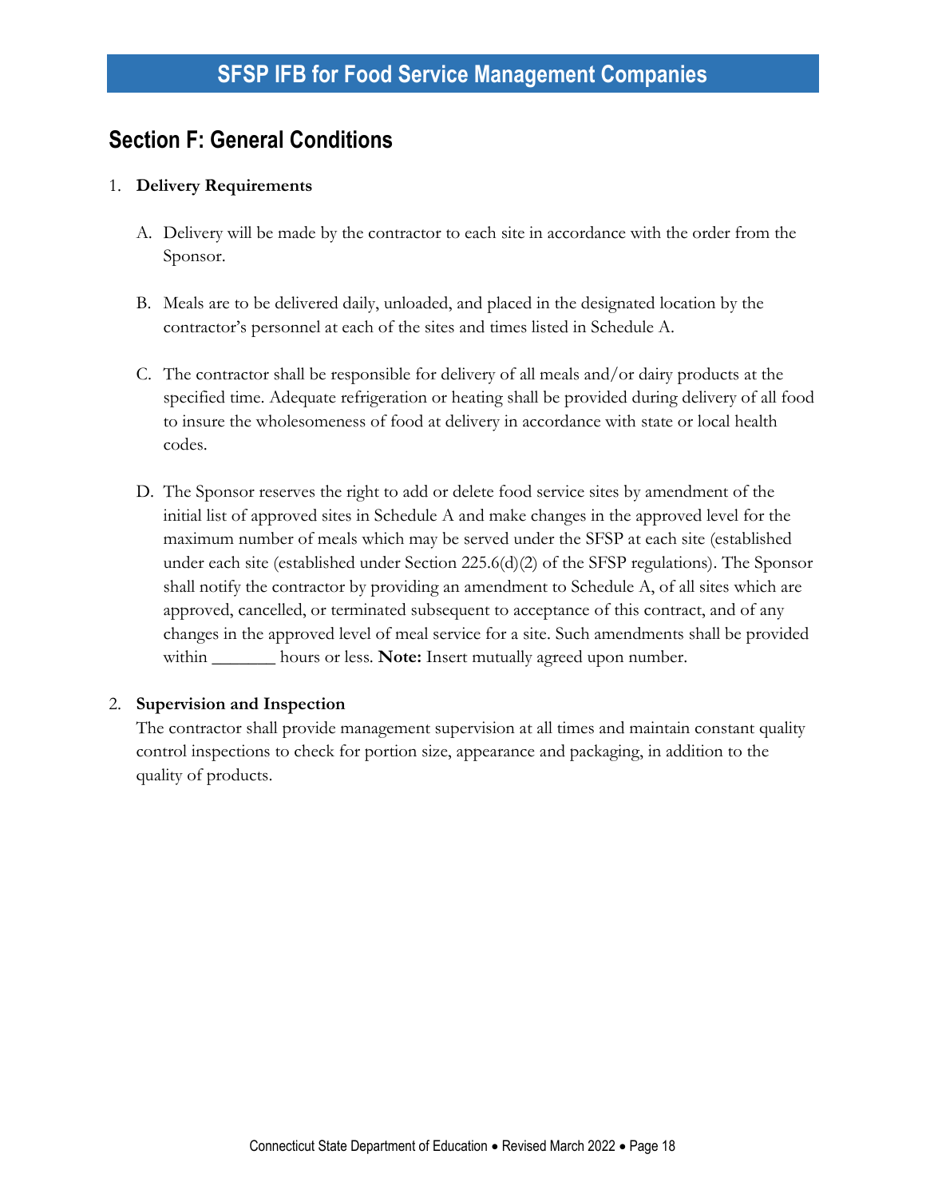## Section F: General Conditions

1. **Delivery Requirements**

   A. Delivery will be made by the contractor to each site in accordance with the order from the Sponsor.

   B. Meals are to be delivered daily, unloaded, and placed in the designated location by the contractor's personnel at each of the sites and times listed in Schedule A.

   C. The contractor shall be responsible for delivery of all meals and/or dairy products at the specified time. Adequate refrigeration or heating shall be provided during delivery of all food to insure the wholesomeness of food at delivery in accordance with state or local health codes.

   D. The Sponsor reserves the right to add or delete food service sites by amendment of the initial list of approved sites in Schedule A and make changes in the approved level for the maximum number of meals which may be served under the SFSP at each site (established under each site (established under Section 225.6(d)(2) of the SFSP regulations). The Sponsor shall notify the contractor by providing an amendment to Schedule A, of all sites which are approved, cancelled, or terminated subsequent to acceptance of this contract, and of any changes in the approved level of meal service for a site. Such amendments shall be provided within _______ hours or less. **Note:** Insert mutually agreed upon number.

2. **Supervision and Inspection**
   The contractor shall provide management supervision at all times and maintain constant quality control inspections to check for portion size, appearance and packaging, in addition to the quality of products.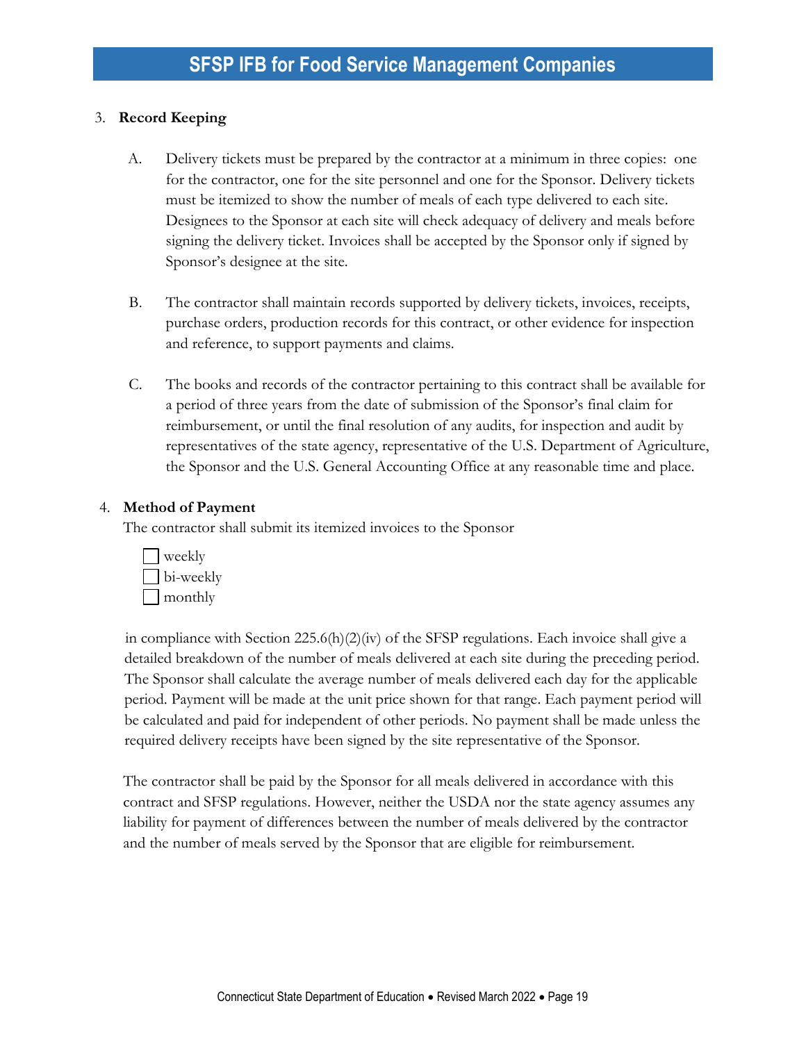3. **Record Keeping**

   A. Delivery tickets must be prepared by the contractor at a minimum in three copies: one for the contractor, one for the site personnel and one for the Sponsor. Delivery tickets must be itemized to show the number of meals of each type delivered to each site. Designees to the Sponsor at each site will check adequacy of delivery and meals before signing the delivery ticket. Invoices shall be accepted by the Sponsor only if signed by Sponsor's designee at the site.

   B. The contractor shall maintain records supported by delivery tickets, invoices, receipts, purchase orders, production records for this contract, or other evidence for inspection and reference, to support payments and claims.

   C. The books and records of the contractor pertaining to this contract shall be available for a period of three years from the date of submission of the Sponsor's final claim for reimbursement, or until the final resolution of any audits, for inspection and audit by representatives of the state agency, representative of the U.S. Department of Agriculture, the Sponsor and the U.S. General Accounting Office at any reasonable time and place.

4. **Method of Payment**

   The contractor shall submit its itemized invoices to the Sponsor

   - ☐ weekly
   - ☐ bi-weekly
   - ☐ monthly

   in compliance with Section 225.6(h)(2)(iv) of the SFSP regulations. Each invoice shall give a detailed breakdown of the number of meals delivered at each site during the preceding period. The Sponsor shall calculate the average number of meals delivered each day for the applicable period. Payment will be made at the unit price shown for that range. Each payment period will be calculated and paid for independent of other periods. No payment shall be made unless the required delivery receipts have been signed by the site representative of the Sponsor.

   The contractor shall be paid by the Sponsor for all meals delivered in accordance with this contract and SFSP regulations. However, neither the USDA nor the state agency assumes any liability for payment of differences between the number of meals delivered by the contractor and the number of meals served by the Sponsor that are eligible for reimbursement.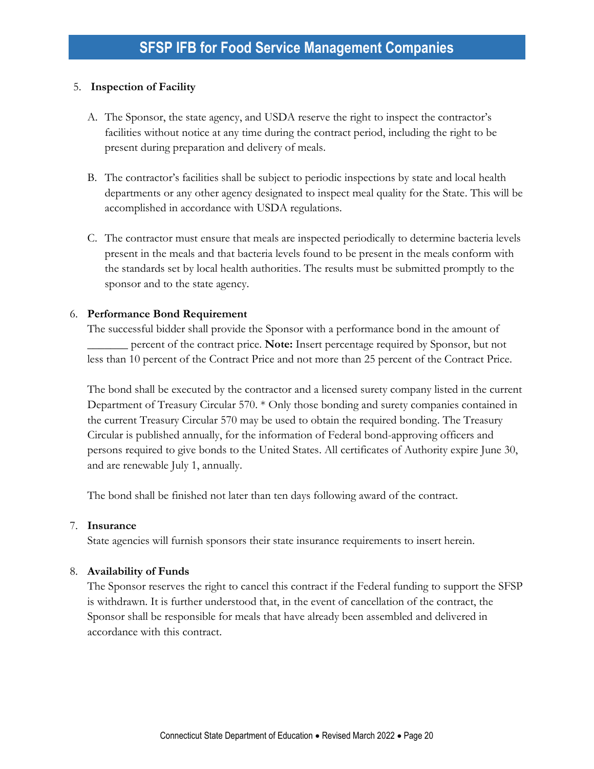5. **Inspection of Facility**

   A. The Sponsor, the state agency, and USDA reserve the right to inspect the contractor's facilities without notice at any time during the contract period, including the right to be present during preparation and delivery of meals.

   B. The contractor's facilities shall be subject to periodic inspections by state and local health departments or any other agency designated to inspect meal quality for the State. This will be accomplished in accordance with USDA regulations.

   C. The contractor must ensure that meals are inspected periodically to determine bacteria levels present in the meals and that bacteria levels found to be present in the meals conform with the standards set by local health authorities. The results must be submitted promptly to the sponsor and to the state agency.

6. **Performance Bond Requirement**

   The successful bidder shall provide the Sponsor with a performance bond in the amount of _______ percent of the contract price. **Note:** Insert percentage required by Sponsor, but not less than 10 percent of the Contract Price and not more than 25 percent of the Contract Price.

   The bond shall be executed by the contractor and a licensed surety company listed in the current Department of Treasury Circular 570. * Only those bonding and surety companies contained in the current Treasury Circular 570 may be used to obtain the required bonding. The Treasury Circular is published annually, for the information of Federal bond-approving officers and persons required to give bonds to the United States. All certificates of Authority expire June 30, and are renewable July 1, annually.

   The bond shall be finished not later than ten days following award of the contract.

7. **Insurance**

   State agencies will furnish sponsors their state insurance requirements to insert herein.

8. **Availability of Funds**

   The Sponsor reserves the right to cancel this contract if the Federal funding to support the SFSP is withdrawn. It is further understood that, in the event of cancellation of the contract, the Sponsor shall be responsible for meals that have already been assembled and delivered in accordance with this contract.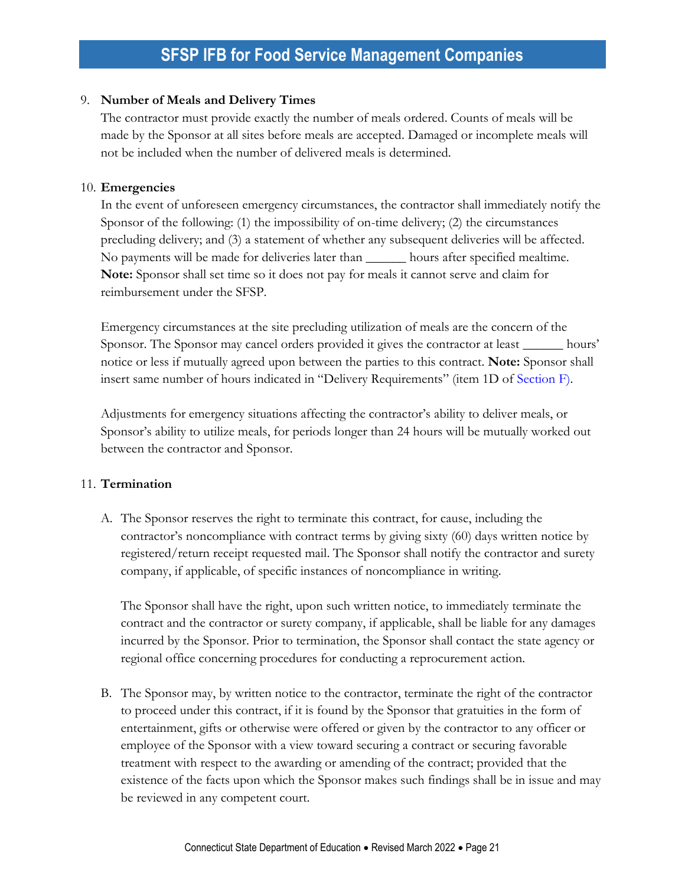9. **Number of Meals and Delivery Times**
   The contractor must provide exactly the number of meals ordered. Counts of meals will be made by the Sponsor at all sites before meals are accepted. Damaged or incomplete meals will not be included when the number of delivered meals is determined.

10. **Emergencies**
    In the event of unforeseen emergency circumstances, the contractor shall immediately notify the Sponsor of the following: (1) the impossibility of on-time delivery; (2) the circumstances precluding delivery; and (3) a statement of whether any subsequent deliveries will be affected. No payments will be made for deliveries later than ______ hours after specified mealtime. **Note:** Sponsor shall set time so it does not pay for meals it cannot serve and claim for reimbursement under the SFSP.

    Emergency circumstances at the site precluding utilization of meals are the concern of the Sponsor. The Sponsor may cancel orders provided it gives the contractor at least ______ hours' notice or less if mutually agreed upon between the parties to this contract. **Note:** Sponsor shall insert same number of hours indicated in "Delivery Requirements" (item 1D of Section F).

    Adjustments for emergency situations affecting the contractor's ability to deliver meals, or Sponsor's ability to utilize meals, for periods longer than 24 hours will be mutually worked out between the contractor and Sponsor.

11. **Termination**

    A. The Sponsor reserves the right to terminate this contract, for cause, including the contractor's noncompliance with contract terms by giving sixty (60) days written notice by registered/return receipt requested mail. The Sponsor shall notify the contractor and surety company, if applicable, of specific instances of noncompliance in writing.

       The Sponsor shall have the right, upon such written notice, to immediately terminate the contract and the contractor or surety company, if applicable, shall be liable for any damages incurred by the Sponsor. Prior to termination, the Sponsor shall contact the state agency or regional office concerning procedures for conducting a reprocurement action.

    B. The Sponsor may, by written notice to the contractor, terminate the right of the contractor to proceed under this contract, if it is found by the Sponsor that gratuities in the form of entertainment, gifts or otherwise were offered or given by the contractor to any officer or employee of the Sponsor with a view toward securing a contract or securing favorable treatment with respect to the awarding or amending of the contract; provided that the existence of the facts upon which the Sponsor makes such findings shall be in issue and may be reviewed in any competent court.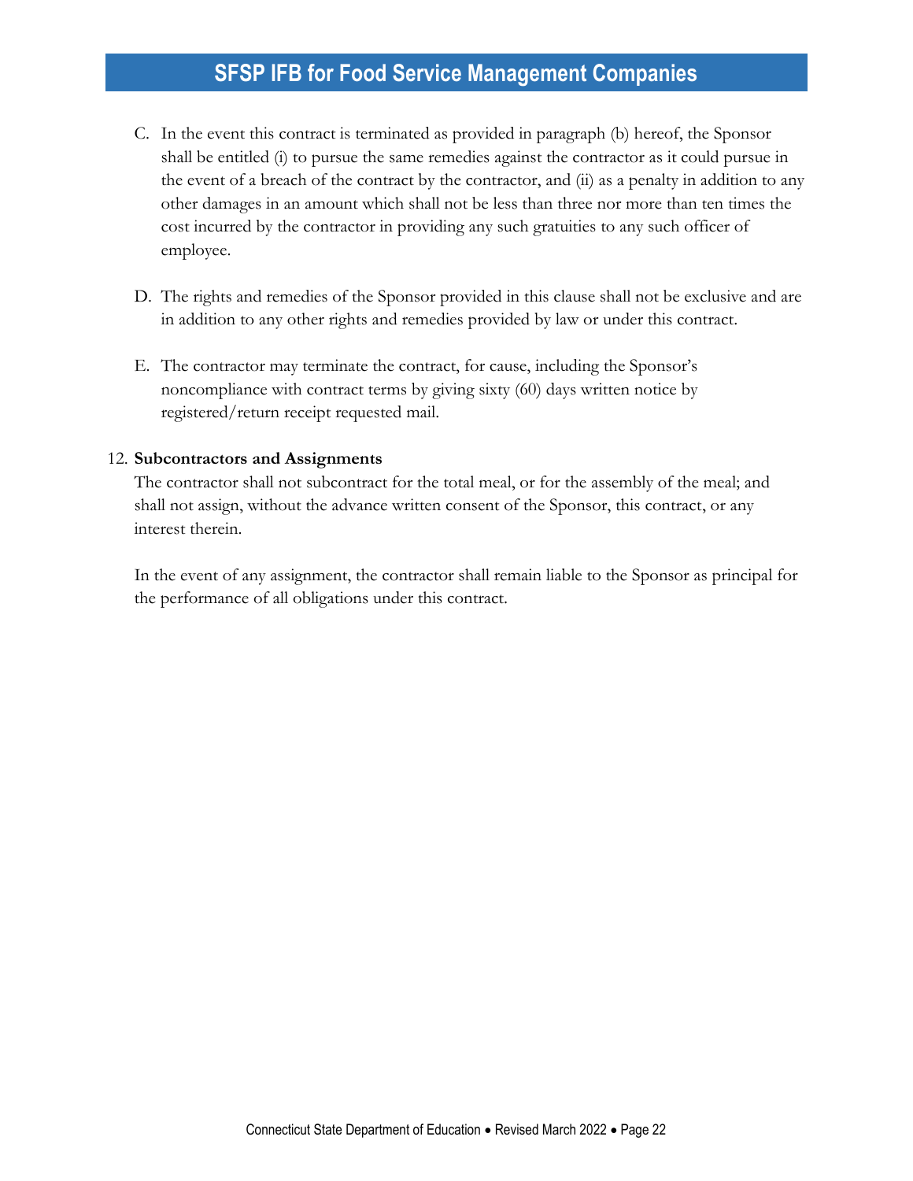C. In the event this contract is terminated as provided in paragraph (b) hereof, the Sponsor shall be entitled (i) to pursue the same remedies against the contractor as it could pursue in the event of a breach of the contract by the contractor, and (ii) as a penalty in addition to any other damages in an amount which shall not be less than three nor more than ten times the cost incurred by the contractor in providing any such gratuities to any such officer of employee.

D. The rights and remedies of the Sponsor provided in this clause shall not be exclusive and are in addition to any other rights and remedies provided by law or under this contract.

E. The contractor may terminate the contract, for cause, including the Sponsor's noncompliance with contract terms by giving sixty (60) days written notice by registered/return receipt requested mail.

12. **Subcontractors and Assignments**

The contractor shall not subcontract for the total meal, or for the assembly of the meal; and shall not assign, without the advance written consent of the Sponsor, this contract, or any interest therein.

In the event of any assignment, the contractor shall remain liable to the Sponsor as principal for the performance of all obligations under this contract.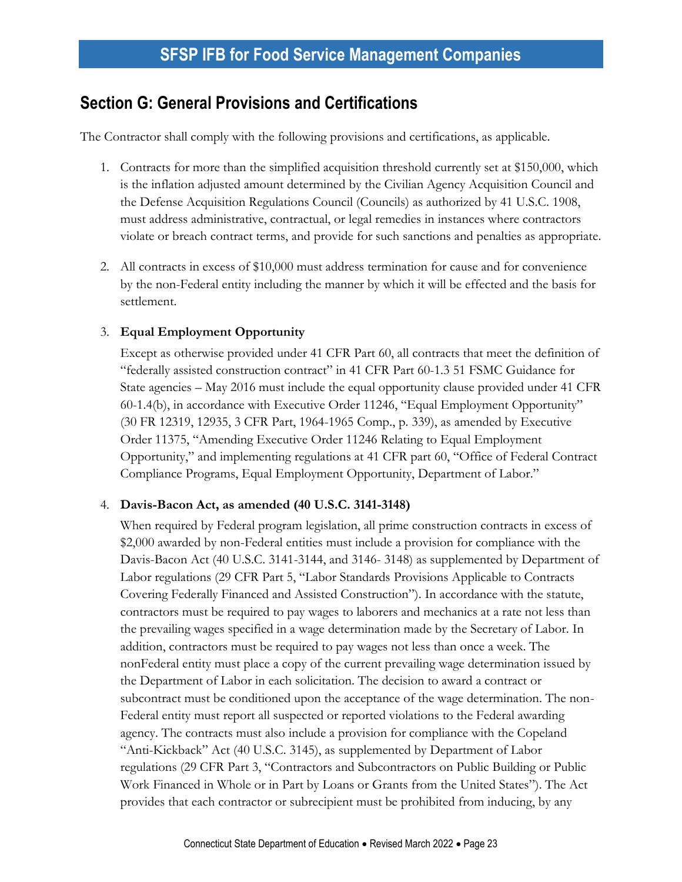## Section G: General Provisions and Certifications

The Contractor shall comply with the following provisions and certifications, as applicable.

1. Contracts for more than the simplified acquisition threshold currently set at $150,000, which is the inflation adjusted amount determined by the Civilian Agency Acquisition Council and the Defense Acquisition Regulations Council (Councils) as authorized by 41 U.S.C. 1908, must address administrative, contractual, or legal remedies in instances where contractors violate or breach contract terms, and provide for such sanctions and penalties as appropriate.

2. All contracts in excess of $10,000 must address termination for cause and for convenience by the non-Federal entity including the manner by which it will be effected and the basis for settlement.

3. **Equal Employment Opportunity**

   Except as otherwise provided under 41 CFR Part 60, all contracts that meet the definition of "federally assisted construction contract" in 41 CFR Part 60-1.3 51 FSMC Guidance for State agencies – May 2016 must include the equal opportunity clause provided under 41 CFR 60-1.4(b), in accordance with Executive Order 11246, "Equal Employment Opportunity" (30 FR 12319, 12935, 3 CFR Part, 1964-1965 Comp., p. 339), as amended by Executive Order 11375, "Amending Executive Order 11246 Relating to Equal Employment Opportunity," and implementing regulations at 41 CFR part 60, "Office of Federal Contract Compliance Programs, Equal Employment Opportunity, Department of Labor."

4. **Davis-Bacon Act, as amended (40 U.S.C. 3141-3148)**

   When required by Federal program legislation, all prime construction contracts in excess of $2,000 awarded by non-Federal entities must include a provision for compliance with the Davis-Bacon Act (40 U.S.C. 3141-3144, and 3146- 3148) as supplemented by Department of Labor regulations (29 CFR Part 5, "Labor Standards Provisions Applicable to Contracts Covering Federally Financed and Assisted Construction"). In accordance with the statute, contractors must be required to pay wages to laborers and mechanics at a rate not less than the prevailing wages specified in a wage determination made by the Secretary of Labor. In addition, contractors must be required to pay wages not less than once a week. The nonFederal entity must place a copy of the current prevailing wage determination issued by the Department of Labor in each solicitation. The decision to award a contract or subcontract must be conditioned upon the acceptance of the wage determination. The non-Federal entity must report all suspected or reported violations to the Federal awarding agency. The contracts must also include a provision for compliance with the Copeland "Anti-Kickback" Act (40 U.S.C. 3145), as supplemented by Department of Labor regulations (29 CFR Part 3, "Contractors and Subcontractors on Public Building or Public Work Financed in Whole or in Part by Loans or Grants from the United States"). The Act provides that each contractor or subrecipient must be prohibited from inducing, by any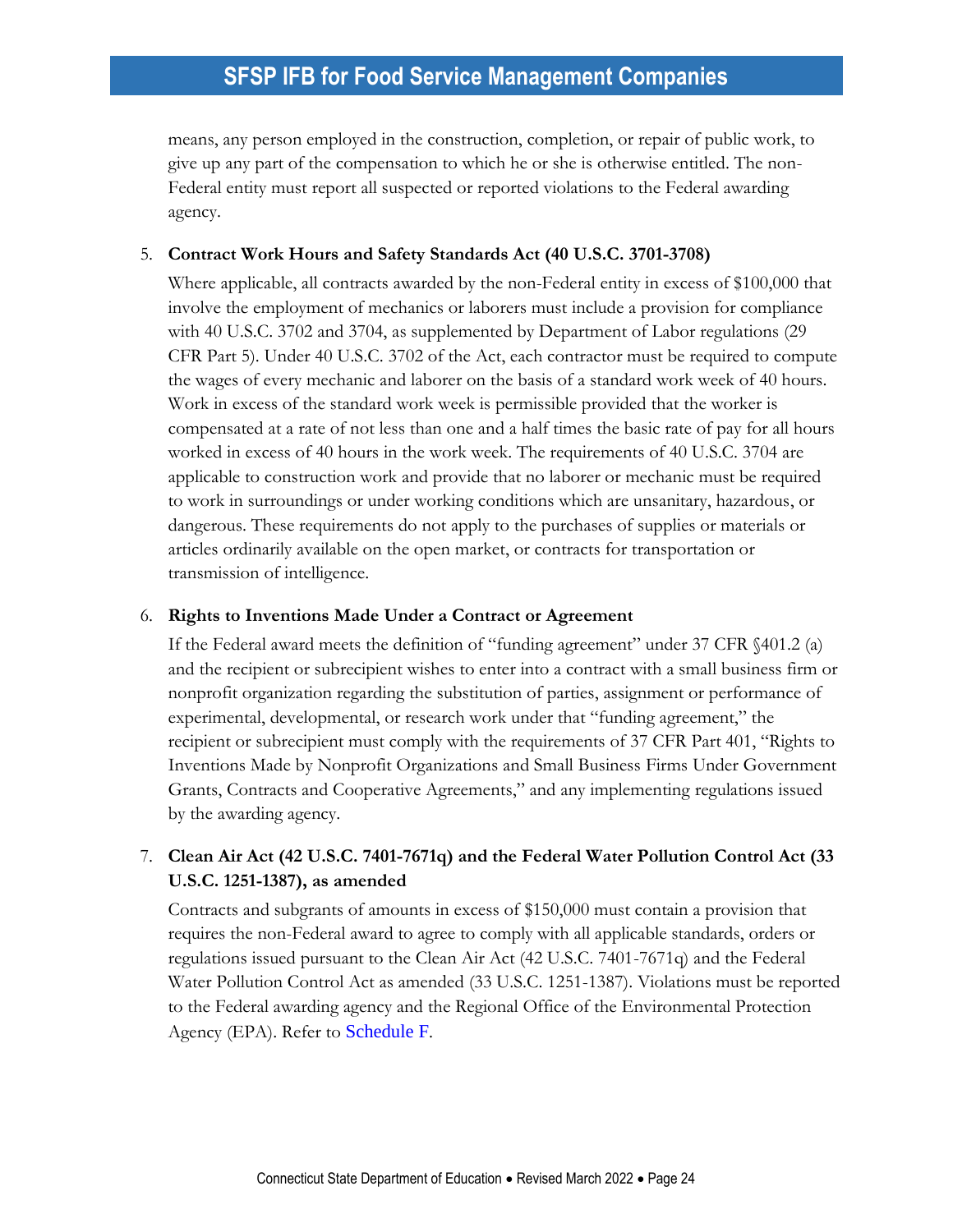means, any person employed in the construction, completion, or repair of public work, to give up any part of the compensation to which he or she is otherwise entitled. The non-Federal entity must report all suspected or reported violations to the Federal awarding agency.

5. **Contract Work Hours and Safety Standards Act (40 U.S.C. 3701-3708)**

   Where applicable, all contracts awarded by the non-Federal entity in excess of $100,000 that involve the employment of mechanics or laborers must include a provision for compliance with 40 U.S.C. 3702 and 3704, as supplemented by Department of Labor regulations (29 CFR Part 5). Under 40 U.S.C. 3702 of the Act, each contractor must be required to compute the wages of every mechanic and laborer on the basis of a standard work week of 40 hours. Work in excess of the standard work week is permissible provided that the worker is compensated at a rate of not less than one and a half times the basic rate of pay for all hours worked in excess of 40 hours in the work week. The requirements of 40 U.S.C. 3704 are applicable to construction work and provide that no laborer or mechanic must be required to work in surroundings or under working conditions which are unsanitary, hazardous, or dangerous. These requirements do not apply to the purchases of supplies or materials or articles ordinarily available on the open market, or contracts for transportation or transmission of intelligence.

6. **Rights to Inventions Made Under a Contract or Agreement**

   If the Federal award meets the definition of "funding agreement" under 37 CFR §401.2 (a) and the recipient or subrecipient wishes to enter into a contract with a small business firm or nonprofit organization regarding the substitution of parties, assignment or performance of experimental, developmental, or research work under that "funding agreement," the recipient or subrecipient must comply with the requirements of 37 CFR Part 401, "Rights to Inventions Made by Nonprofit Organizations and Small Business Firms Under Government Grants, Contracts and Cooperative Agreements," and any implementing regulations issued by the awarding agency.

7. **Clean Air Act (42 U.S.C. 7401-7671q) and the Federal Water Pollution Control Act (33 U.S.C. 1251-1387), as amended**

   Contracts and subgrants of amounts in excess of $150,000 must contain a provision that requires the non-Federal award to agree to comply with all applicable standards, orders or regulations issued pursuant to the Clean Air Act (42 U.S.C. 7401-7671q) and the Federal Water Pollution Control Act as amended (33 U.S.C. 1251-1387). Violations must be reported to the Federal awarding agency and the Regional Office of the Environmental Protection Agency (EPA). Refer to Schedule F.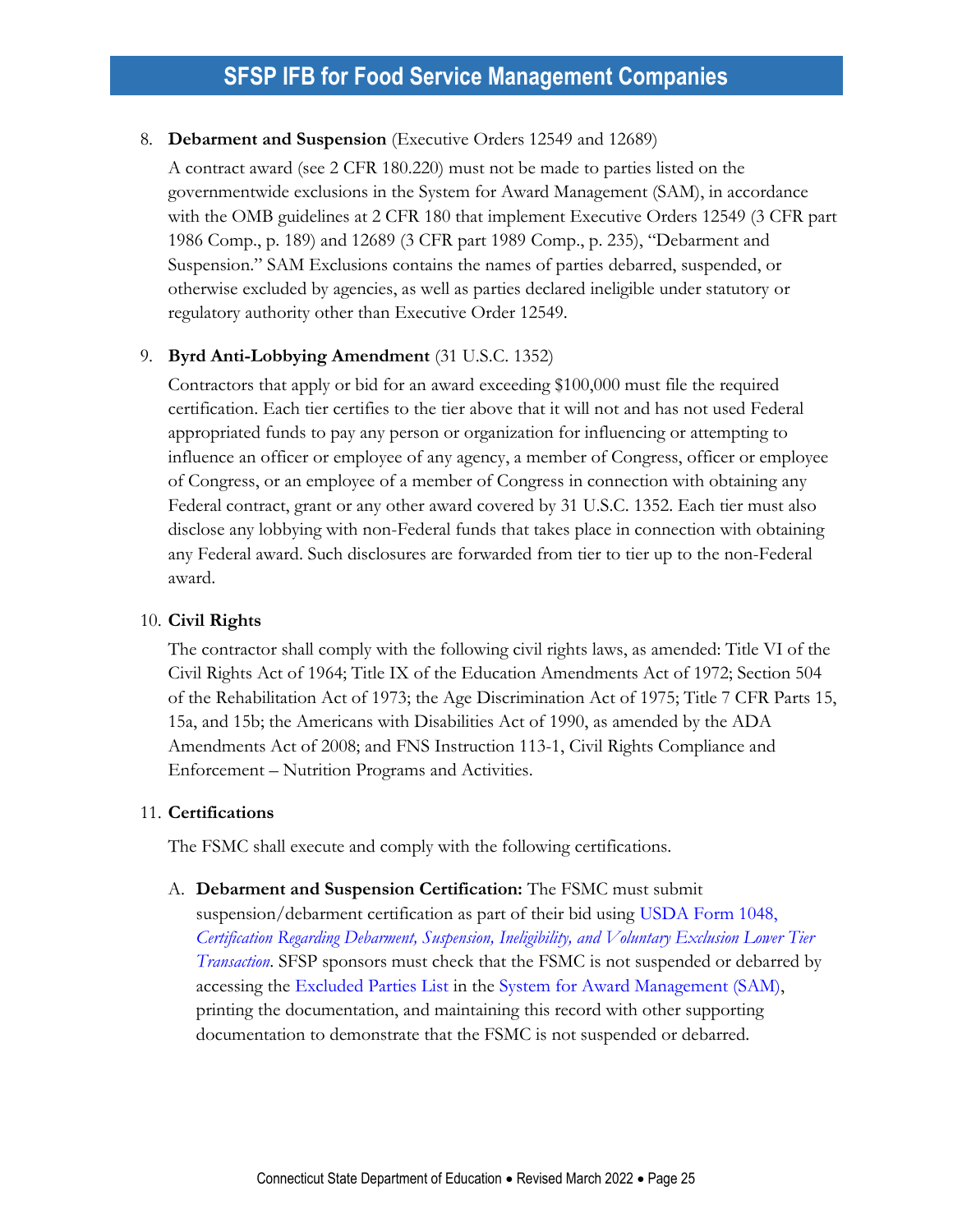8. **Debarment and Suspension** (Executive Orders 12549 and 12689)

   A contract award (see 2 CFR 180.220) must not be made to parties listed on the governmentwide exclusions in the System for Award Management (SAM), in accordance with the OMB guidelines at 2 CFR 180 that implement Executive Orders 12549 (3 CFR part 1986 Comp., p. 189) and 12689 (3 CFR part 1989 Comp., p. 235), "Debarment and Suspension." SAM Exclusions contains the names of parties debarred, suspended, or otherwise excluded by agencies, as well as parties declared ineligible under statutory or regulatory authority other than Executive Order 12549.

9. **Byrd Anti-Lobbying Amendment** (31 U.S.C. 1352)

   Contractors that apply or bid for an award exceeding $100,000 must file the required certification. Each tier certifies to the tier above that it will not and has not used Federal appropriated funds to pay any person or organization for influencing or attempting to influence an officer or employee of any agency, a member of Congress, officer or employee of Congress, or an employee of a member of Congress in connection with obtaining any Federal contract, grant or any other award covered by 31 U.S.C. 1352. Each tier must also disclose any lobbying with non-Federal funds that takes place in connection with obtaining any Federal award. Such disclosures are forwarded from tier to tier up to the non-Federal award.

10. **Civil Rights**

    The contractor shall comply with the following civil rights laws, as amended: Title VI of the Civil Rights Act of 1964; Title IX of the Education Amendments Act of 1972; Section 504 of the Rehabilitation Act of 1973; the Age Discrimination Act of 1975; Title 7 CFR Parts 15, 15a, and 15b; the Americans with Disabilities Act of 1990, as amended by the ADA Amendments Act of 2008; and FNS Instruction 113-1, Civil Rights Compliance and Enforcement – Nutrition Programs and Activities.

11. **Certifications**

    The FSMC shall execute and comply with the following certifications.

    A. **Debarment and Suspension Certification:** The FSMC must submit suspension/debarment certification as part of their bid using USDA Form 1048, *Certification Regarding Debarment, Suspension, Ineligibility, and Voluntary Exclusion Lower Tier Transaction*. SFSP sponsors must check that the FSMC is not suspended or debarred by accessing the Excluded Parties List in the System for Award Management (SAM), printing the documentation, and maintaining this record with other supporting documentation to demonstrate that the FSMC is not suspended or debarred.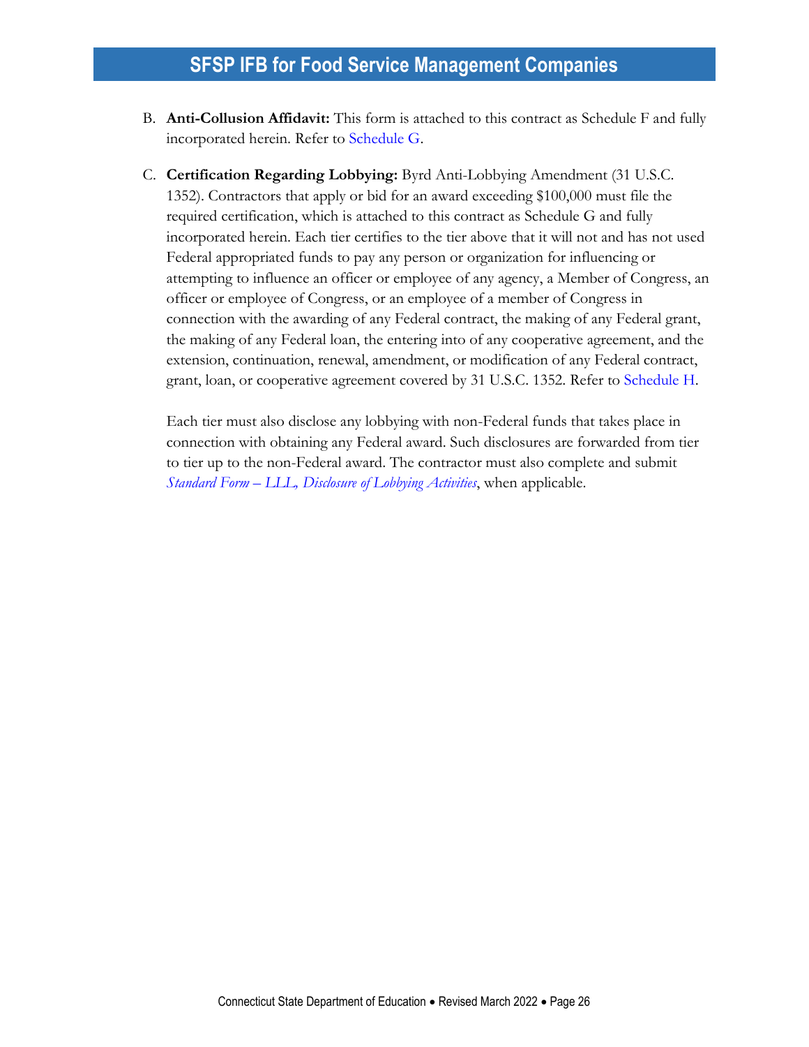B. **Anti-Collusion Affidavit:** This form is attached to this contract as Schedule F and fully incorporated herein. Refer to Schedule G.

C. **Certification Regarding Lobbying:** Byrd Anti-Lobbying Amendment (31 U.S.C. 1352). Contractors that apply or bid for an award exceeding $100,000 must file the required certification, which is attached to this contract as Schedule G and fully incorporated herein. Each tier certifies to the tier above that it will not and has not used Federal appropriated funds to pay any person or organization for influencing or attempting to influence an officer or employee of any agency, a Member of Congress, an officer or employee of Congress, or an employee of a member of Congress in connection with the awarding of any Federal contract, the making of any Federal grant, the making of any Federal loan, the entering into of any cooperative agreement, and the extension, continuation, renewal, amendment, or modification of any Federal contract, grant, loan, or cooperative agreement covered by 31 U.S.C. 1352. Refer to Schedule H.

   Each tier must also disclose any lobbying with non-Federal funds that takes place in connection with obtaining any Federal award. Such disclosures are forwarded from tier to tier up to the non-Federal award. The contractor must also complete and submit *Standard Form – LLL, Disclosure of Lobbying Activities*, when applicable.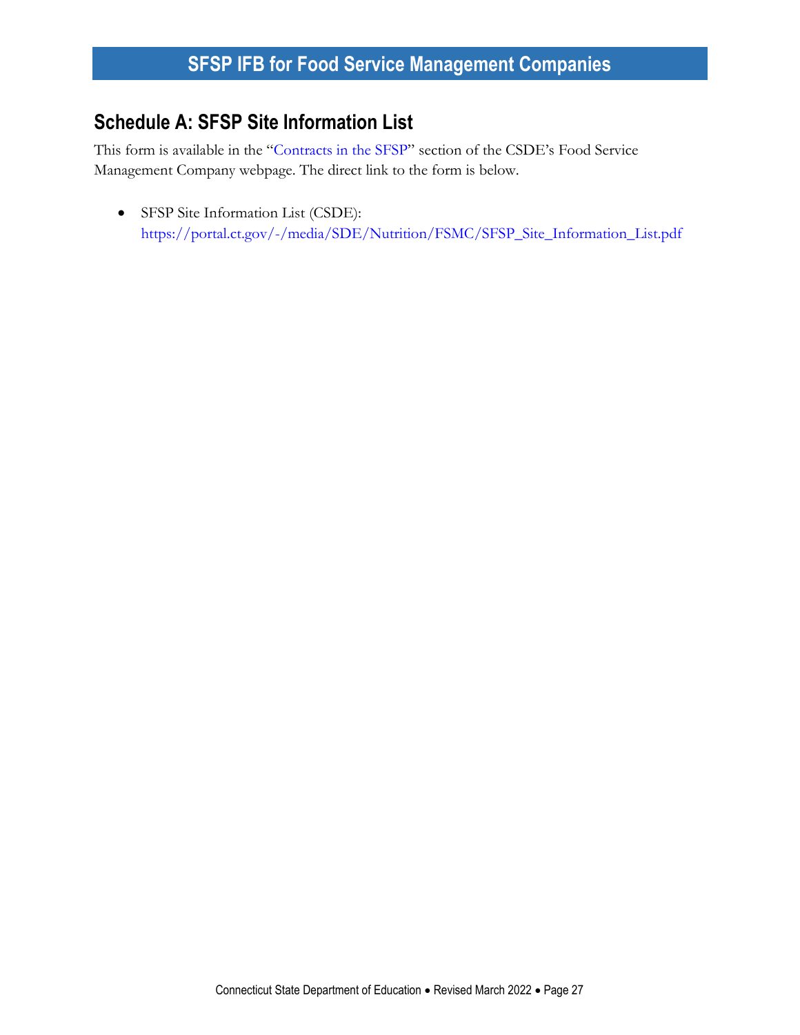## Schedule A: SFSP Site Information List

This form is available in the "Contracts in the SFSP" section of the CSDE's Food Service Management Company webpage. The direct link to the form is below.

- SFSP Site Information List (CSDE): https://portal.ct.gov/-/media/SDE/Nutrition/FSMC/SFSP_Site_Information_List.pdf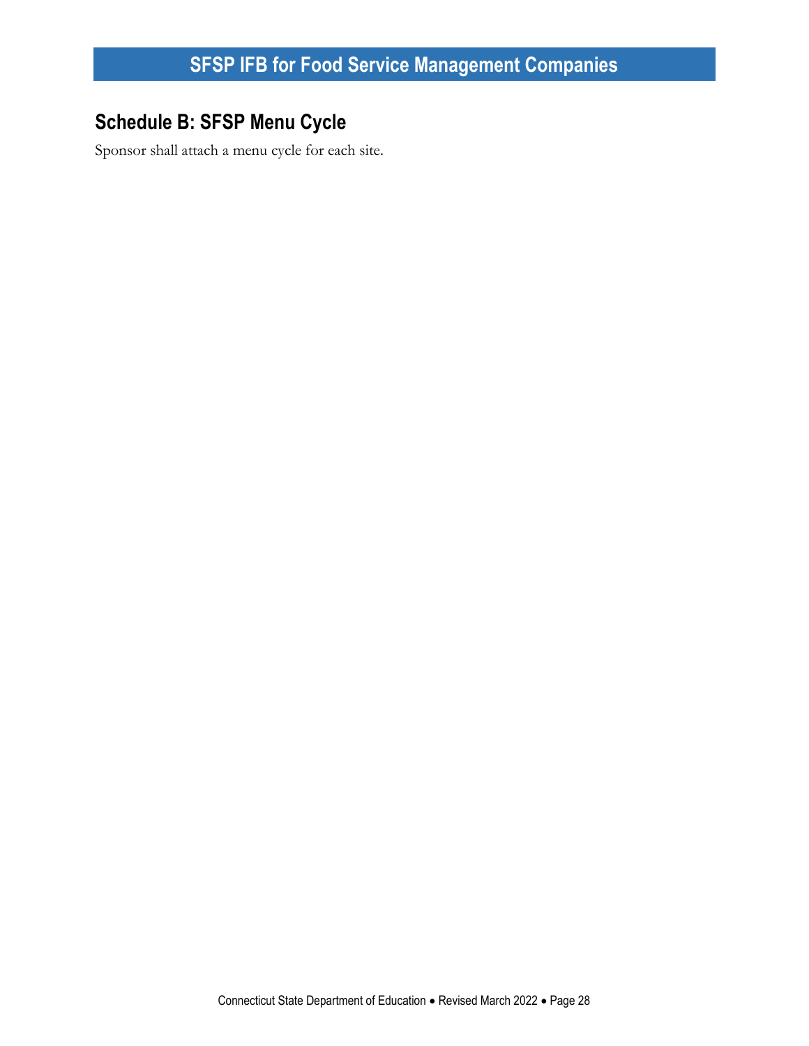## Schedule B: SFSP Menu Cycle

Sponsor shall attach a menu cycle for each site.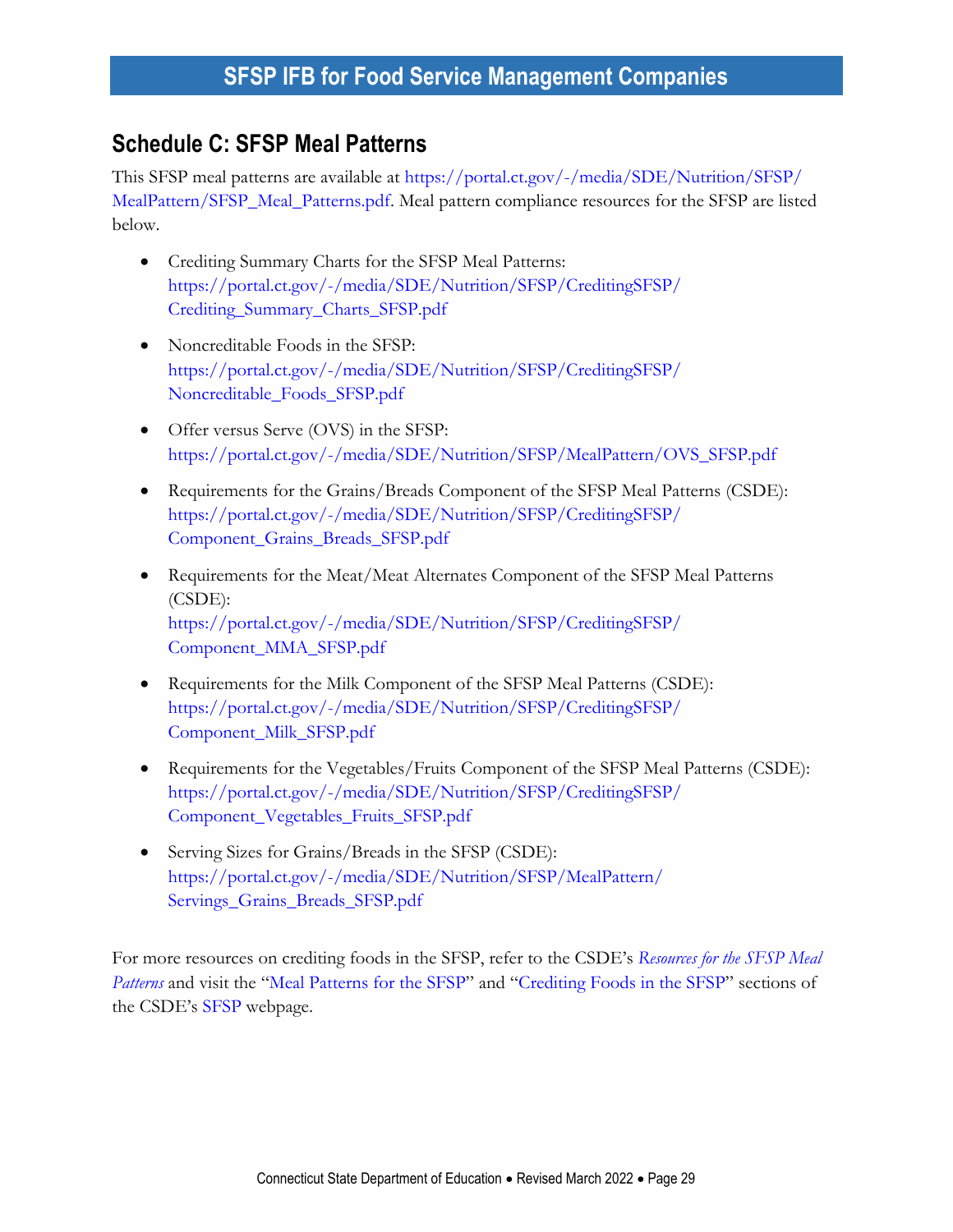## Schedule C: SFSP Meal Patterns

This SFSP meal patterns are available at https://portal.ct.gov/-/media/SDE/Nutrition/SFSP/MealPattern/SFSP_Meal_Patterns.pdf. Meal pattern compliance resources for the SFSP are listed below.

- Crediting Summary Charts for the SFSP Meal Patterns: https://portal.ct.gov/-/media/SDE/Nutrition/SFSP/CreditingSFSP/Crediting_Summary_Charts_SFSP.pdf
- Noncreditable Foods in the SFSP: https://portal.ct.gov/-/media/SDE/Nutrition/SFSP/CreditingSFSP/Noncreditable_Foods_SFSP.pdf
- Offer versus Serve (OVS) in the SFSP: https://portal.ct.gov/-/media/SDE/Nutrition/SFSP/MealPattern/OVS_SFSP.pdf
- Requirements for the Grains/Breads Component of the SFSP Meal Patterns (CSDE): https://portal.ct.gov/-/media/SDE/Nutrition/SFSP/CreditingSFSP/Component_Grains_Breads_SFSP.pdf
- Requirements for the Meat/Meat Alternates Component of the SFSP Meal Patterns (CSDE): https://portal.ct.gov/-/media/SDE/Nutrition/SFSP/CreditingSFSP/Component_MMA_SFSP.pdf
- Requirements for the Milk Component of the SFSP Meal Patterns (CSDE): https://portal.ct.gov/-/media/SDE/Nutrition/SFSP/CreditingSFSP/Component_Milk_SFSP.pdf
- Requirements for the Vegetables/Fruits Component of the SFSP Meal Patterns (CSDE): https://portal.ct.gov/-/media/SDE/Nutrition/SFSP/CreditingSFSP/Component_Vegetables_Fruits_SFSP.pdf
- Serving Sizes for Grains/Breads in the SFSP (CSDE): https://portal.ct.gov/-/media/SDE/Nutrition/SFSP/MealPattern/Servings_Grains_Breads_SFSP.pdf

For more resources on crediting foods in the SFSP, refer to the CSDE's *Resources for the SFSP Meal Patterns* and visit the "Meal Patterns for the SFSP" and "Crediting Foods in the SFSP" sections of the CSDE's SFSP webpage.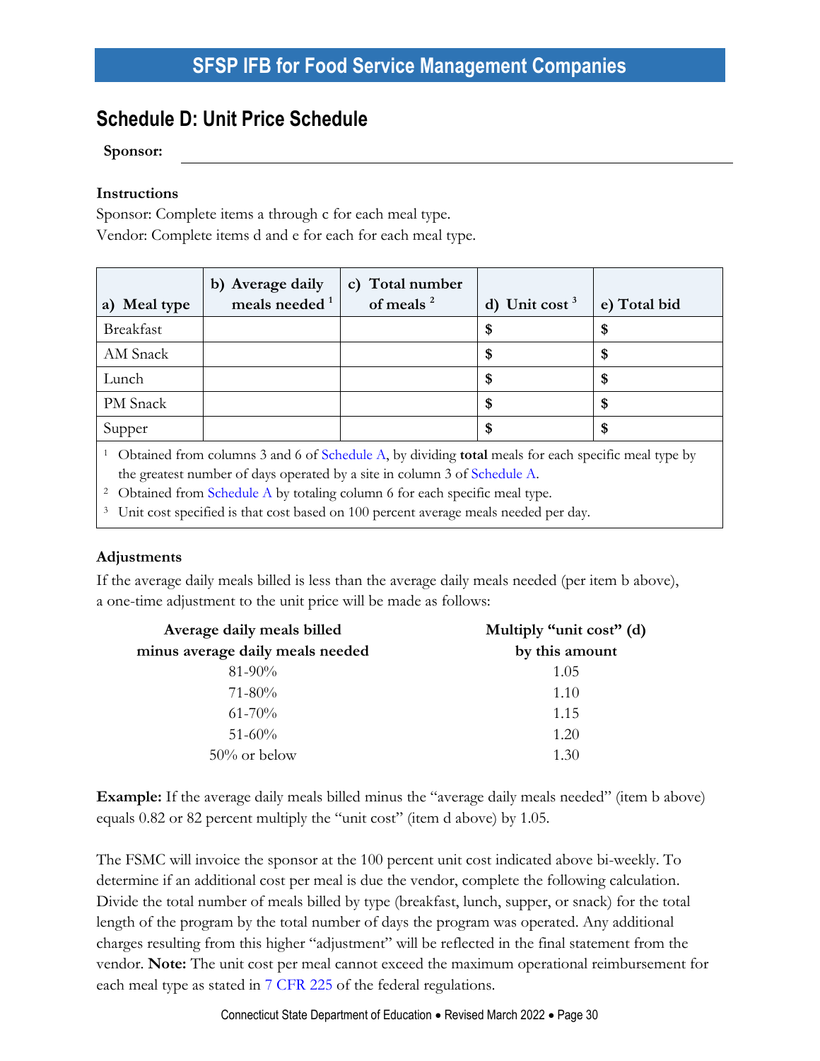## Schedule D: Unit Price Schedule

**Sponsor:** ______________________________

**Instructions**

Sponsor: Complete items a through c for each meal type.
Vendor: Complete items d and e for each for each meal type.

| a) Meal type | b) Average daily meals needed [1] | c) Total number of meals [2] | d) Unit cost [3] | e) Total bid |
|---|---|---|---|---|
| Breakfast | | | $ | $ |
| AM Snack | | | $ | $ |
| Lunch | | | $ | $ |
| PM Snack | | | $ | $ |
| Supper | | | $ | $ |

[1] Obtained from columns 3 and 6 of Schedule A, by dividing **total** meals for each specific meal type by the greatest number of days operated by a site in column 3 of Schedule A.

[2] Obtained from Schedule A by totaling column 6 for each specific meal type.

[3] Unit cost specified is that cost based on 100 percent average meals needed per day.

**Adjustments**

If the average daily meals billed is less than the average daily meals needed (per item b above), a one-time adjustment to the unit price will be made as follows:

| Average daily meals billed minus average daily meals needed | Multiply "unit cost" (d) by this amount |
|---|---|
| 81-90% | 1.05 |
| 71-80% | 1.10 |
| 61-70% | 1.15 |
| 51-60% | 1.20 |
| 50% or below | 1.30 |

**Example:** If the average daily meals billed minus the "average daily meals needed" (item b above) equals 0.82 or 82 percent multiply the "unit cost" (item d above) by 1.05.

The FSMC will invoice the sponsor at the 100 percent unit cost indicated above bi-weekly. To determine if an additional cost per meal is due the vendor, complete the following calculation. Divide the total number of meals billed by type (breakfast, lunch, supper, or snack) for the total length of the program by the total number of days the program was operated. Any additional charges resulting from this higher "adjustment" will be reflected in the final statement from the vendor. **Note:** The unit cost per meal cannot exceed the maximum operational reimbursement for each meal type as stated in 7 CFR 225 of the federal regulations.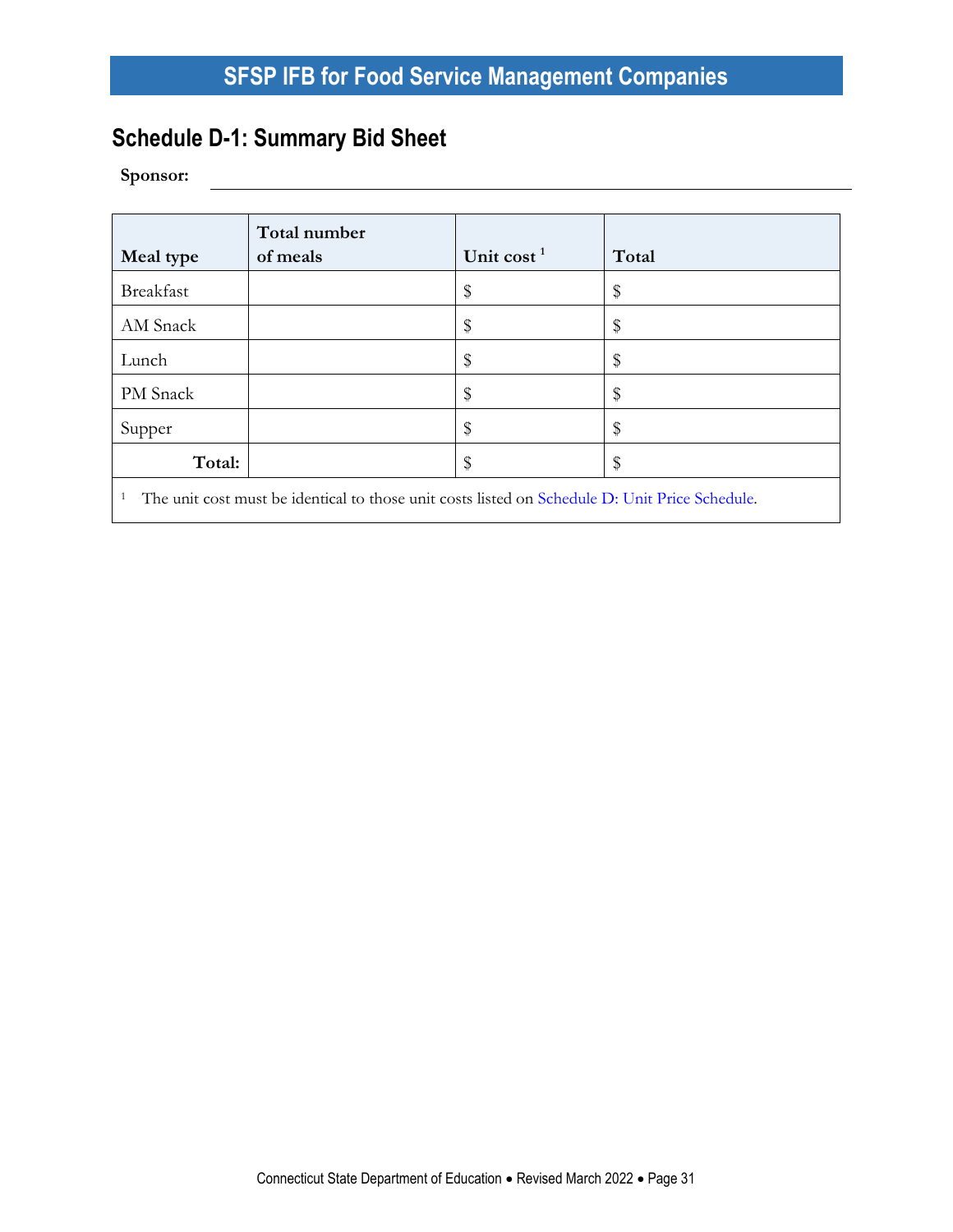## Schedule D-1: Summary Bid Sheet

**Sponsor:** ______________________________

| Meal type | Total number of meals | Unit cost [1] | Total |
|---|---|---|---|
| Breakfast | | $ | $ |
| AM Snack | | $ | $ |
| Lunch | | $ | $ |
| PM Snack | | $ | $ |
| Supper | | $ | $ |
| **Total:** | | $ | $ |

[1] The unit cost must be identical to those unit costs listed on Schedule D: Unit Price Schedule.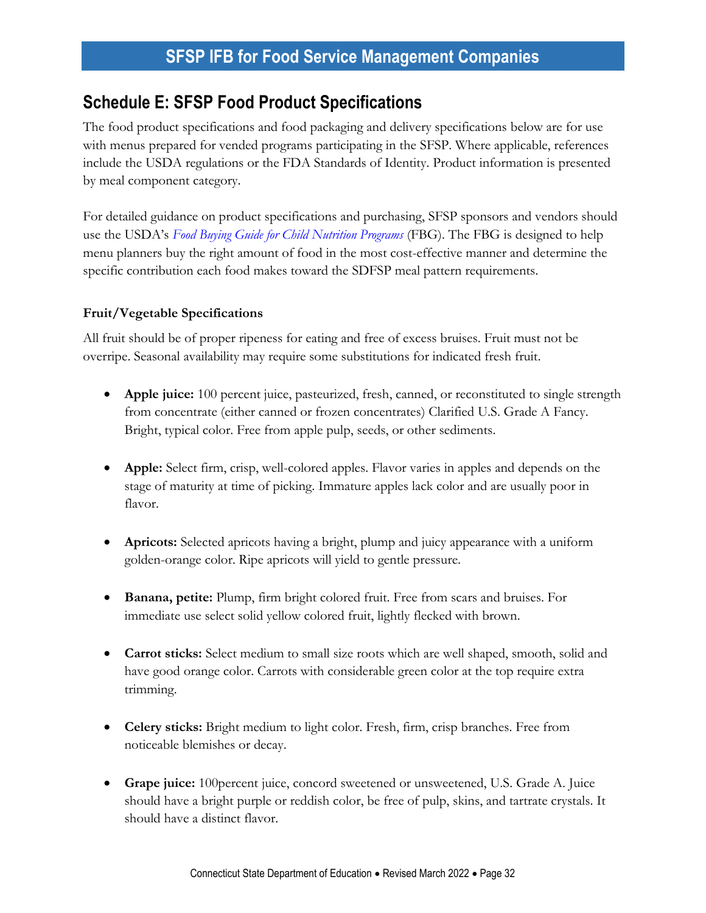## Schedule E: SFSP Food Product Specifications

The food product specifications and food packaging and delivery specifications below are for use with menus prepared for vended programs participating in the SFSP. Where applicable, references include the USDA regulations or the FDA Standards of Identity. Product information is presented by meal component category.

For detailed guidance on product specifications and purchasing, SFSP sponsors and vendors should use the USDA's *Food Buying Guide for Child Nutrition Programs* (FBG). The FBG is designed to help menu planners buy the right amount of food in the most cost-effective manner and determine the specific contribution each food makes toward the SDFSP meal pattern requirements.

### Fruit/Vegetable Specifications

All fruit should be of proper ripeness for eating and free of excess bruises. Fruit must not be overripe. Seasonal availability may require some substitutions for indicated fresh fruit.

- **Apple juice:** 100 percent juice, pasteurized, fresh, canned, or reconstituted to single strength from concentrate (either canned or frozen concentrates) Clarified U.S. Grade A Fancy. Bright, typical color. Free from apple pulp, seeds, or other sediments.
- **Apple:** Select firm, crisp, well-colored apples. Flavor varies in apples and depends on the stage of maturity at time of picking. Immature apples lack color and are usually poor in flavor.
- **Apricots:** Selected apricots having a bright, plump and juicy appearance with a uniform golden-orange color. Ripe apricots will yield to gentle pressure.
- **Banana, petite:** Plump, firm bright colored fruit. Free from scars and bruises. For immediate use select solid yellow colored fruit, lightly flecked with brown.
- **Carrot sticks:** Select medium to small size roots which are well shaped, smooth, solid and have good orange color. Carrots with considerable green color at the top require extra trimming.
- **Celery sticks:** Bright medium to light color. Fresh, firm, crisp branches. Free from noticeable blemishes or decay.
- **Grape juice:** 100percent juice, concord sweetened or unsweetened, U.S. Grade A. Juice should have a bright purple or reddish color, be free of pulp, skins, and tartrate crystals. It should have a distinct flavor.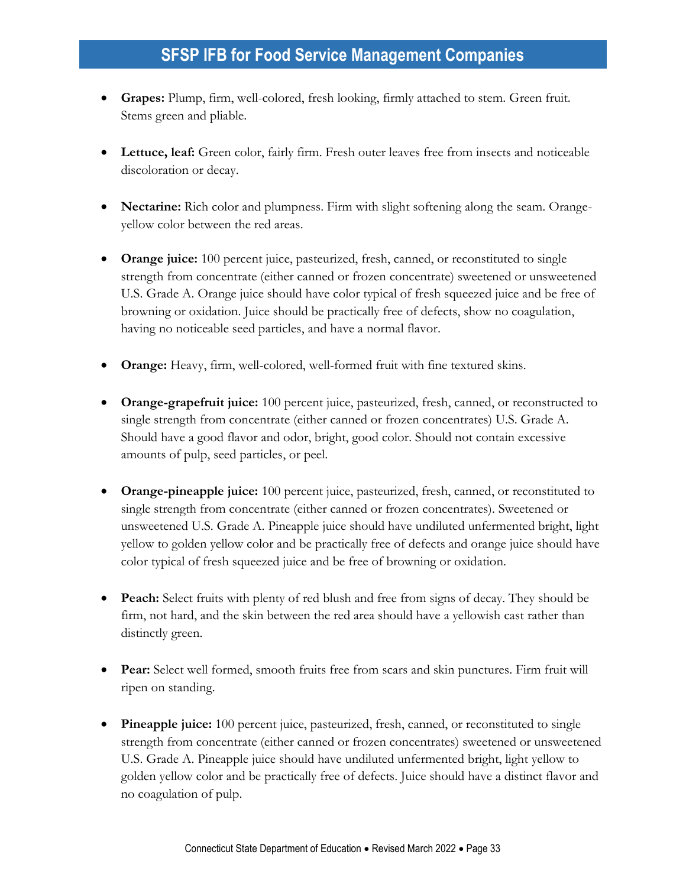- **Grapes:** Plump, firm, well-colored, fresh looking, firmly attached to stem. Green fruit. Stems green and pliable.

- **Lettuce, leaf:** Green color, fairly firm. Fresh outer leaves free from insects and noticeable discoloration or decay.

- **Nectarine:** Rich color and plumpness. Firm with slight softening along the seam. Orange-yellow color between the red areas.

- **Orange juice:** 100 percent juice, pasteurized, fresh, canned, or reconstituted to single strength from concentrate (either canned or frozen concentrate) sweetened or unsweetened U.S. Grade A. Orange juice should have color typical of fresh squeezed juice and be free of browning or oxidation. Juice should be practically free of defects, show no coagulation, having no noticeable seed particles, and have a normal flavor.

- **Orange:** Heavy, firm, well-colored, well-formed fruit with fine textured skins.

- **Orange-grapefruit juice:** 100 percent juice, pasteurized, fresh, canned, or reconstructed to single strength from concentrate (either canned or frozen concentrates) U.S. Grade A. Should have a good flavor and odor, bright, good color. Should not contain excessive amounts of pulp, seed particles, or peel.

- **Orange-pineapple juice:** 100 percent juice, pasteurized, fresh, canned, or reconstituted to single strength from concentrate (either canned or frozen concentrates). Sweetened or unsweetened U.S. Grade A. Pineapple juice should have undiluted unfermented bright, light yellow to golden yellow color and be practically free of defects and orange juice should have color typical of fresh squeezed juice and be free of browning or oxidation.

- **Peach:** Select fruits with plenty of red blush and free from signs of decay. They should be firm, not hard, and the skin between the red area should have a yellowish cast rather than distinctly green.

- **Pear:** Select well formed, smooth fruits free from scars and skin punctures. Firm fruit will ripen on standing.

- **Pineapple juice:** 100 percent juice, pasteurized, fresh, canned, or reconstituted to single strength from concentrate (either canned or frozen concentrates) sweetened or unsweetened U.S. Grade A. Pineapple juice should have undiluted unfermented bright, light yellow to golden yellow color and be practically free of defects. Juice should have a distinct flavor and no coagulation of pulp.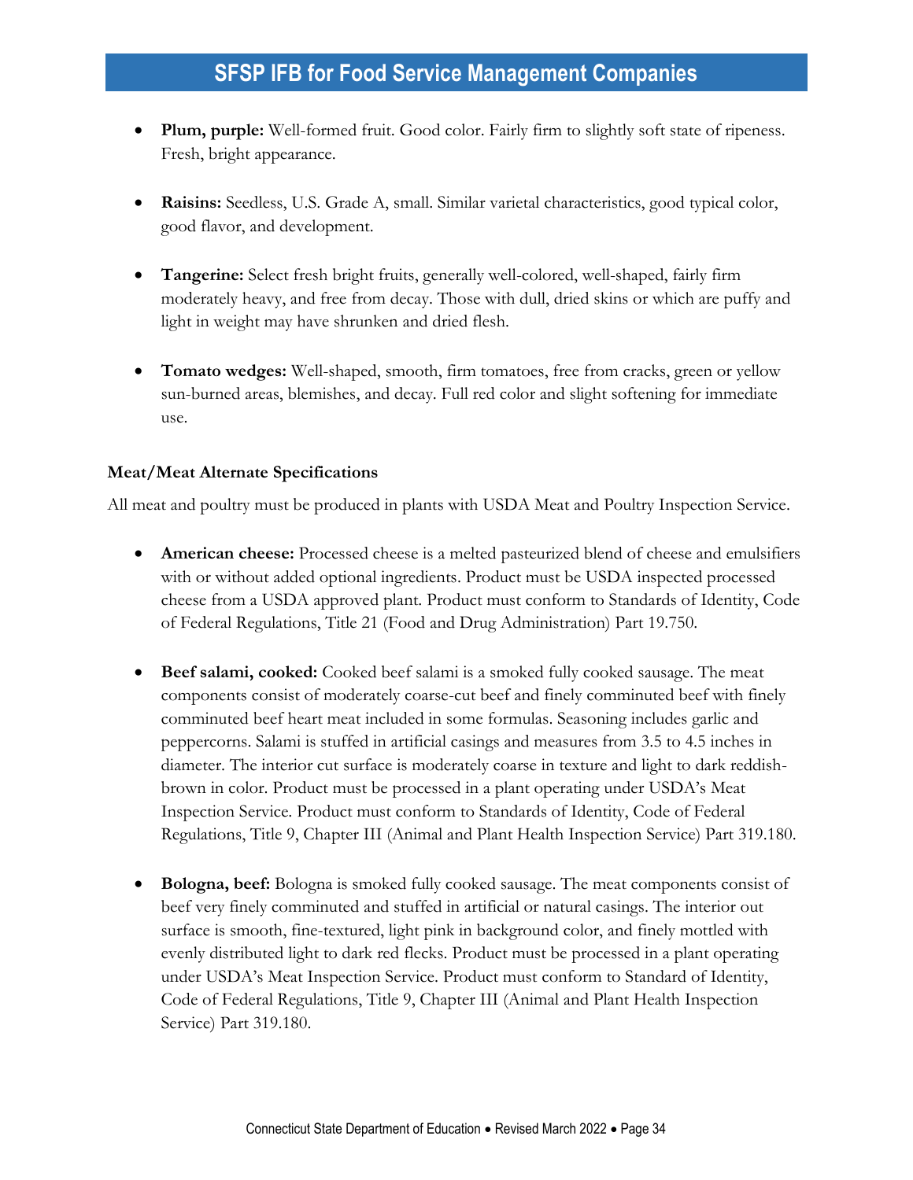- **Plum, purple:** Well-formed fruit. Good color. Fairly firm to slightly soft state of ripeness. Fresh, bright appearance.

- **Raisins:** Seedless, U.S. Grade A, small. Similar varietal characteristics, good typical color, good flavor, and development.

- **Tangerine:** Select fresh bright fruits, generally well-colored, well-shaped, fairly firm moderately heavy, and free from decay. Those with dull, dried skins or which are puffy and light in weight may have shrunken and dried flesh.

- **Tomato wedges:** Well-shaped, smooth, firm tomatoes, free from cracks, green or yellow sun-burned areas, blemishes, and decay. Full red color and slight softening for immediate use.

**Meat/Meat Alternate Specifications**

All meat and poultry must be produced in plants with USDA Meat and Poultry Inspection Service.

- **American cheese:** Processed cheese is a melted pasteurized blend of cheese and emulsifiers with or without added optional ingredients. Product must be USDA inspected processed cheese from a USDA approved plant. Product must conform to Standards of Identity, Code of Federal Regulations, Title 21 (Food and Drug Administration) Part 19.750.

- **Beef salami, cooked:** Cooked beef salami is a smoked fully cooked sausage. The meat components consist of moderately coarse-cut beef and finely comminuted beef with finely comminuted beef heart meat included in some formulas. Seasoning includes garlic and peppercorns. Salami is stuffed in artificial casings and measures from 3.5 to 4.5 inches in diameter. The interior cut surface is moderately coarse in texture and light to dark reddish-brown in color. Product must be processed in a plant operating under USDA's Meat Inspection Service. Product must conform to Standards of Identity, Code of Federal Regulations, Title 9, Chapter III (Animal and Plant Health Inspection Service) Part 319.180.

- **Bologna, beef:** Bologna is smoked fully cooked sausage. The meat components consist of beef very finely comminuted and stuffed in artificial or natural casings. The interior out surface is smooth, fine-textured, light pink in background color, and finely mottled with evenly distributed light to dark red flecks. Product must be processed in a plant operating under USDA's Meat Inspection Service. Product must conform to Standard of Identity, Code of Federal Regulations, Title 9, Chapter III (Animal and Plant Health Inspection Service) Part 319.180.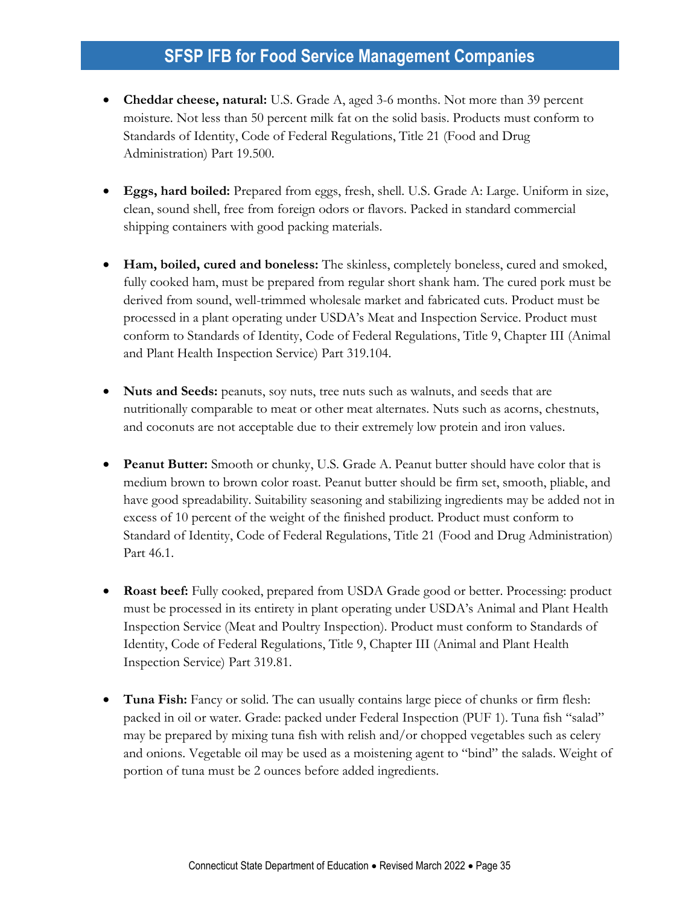- **Cheddar cheese, natural:** U.S. Grade A, aged 3-6 months. Not more than 39 percent moisture. Not less than 50 percent milk fat on the solid basis. Products must conform to Standards of Identity, Code of Federal Regulations, Title 21 (Food and Drug Administration) Part 19.500.

- **Eggs, hard boiled:** Prepared from eggs, fresh, shell. U.S. Grade A: Large. Uniform in size, clean, sound shell, free from foreign odors or flavors. Packed in standard commercial shipping containers with good packing materials.

- **Ham, boiled, cured and boneless:** The skinless, completely boneless, cured and smoked, fully cooked ham, must be prepared from regular short shank ham. The cured pork must be derived from sound, well-trimmed wholesale market and fabricated cuts. Product must be processed in a plant operating under USDA's Meat and Inspection Service. Product must conform to Standards of Identity, Code of Federal Regulations, Title 9, Chapter III (Animal and Plant Health Inspection Service) Part 319.104.

- **Nuts and Seeds:** peanuts, soy nuts, tree nuts such as walnuts, and seeds that are nutritionally comparable to meat or other meat alternates. Nuts such as acorns, chestnuts, and coconuts are not acceptable due to their extremely low protein and iron values.

- **Peanut Butter:** Smooth or chunky, U.S. Grade A. Peanut butter should have color that is medium brown to brown color roast. Peanut butter should be firm set, smooth, pliable, and have good spreadability. Suitability seasoning and stabilizing ingredients may be added not in excess of 10 percent of the weight of the finished product. Product must conform to Standard of Identity, Code of Federal Regulations, Title 21 (Food and Drug Administration) Part 46.1.

- **Roast beef:** Fully cooked, prepared from USDA Grade good or better. Processing: product must be processed in its entirety in plant operating under USDA's Animal and Plant Health Inspection Service (Meat and Poultry Inspection). Product must conform to Standards of Identity, Code of Federal Regulations, Title 9, Chapter III (Animal and Plant Health Inspection Service) Part 319.81.

- **Tuna Fish:** Fancy or solid. The can usually contains large piece of chunks or firm flesh: packed in oil or water. Grade: packed under Federal Inspection (PUF 1). Tuna fish "salad" may be prepared by mixing tuna fish with relish and/or chopped vegetables such as celery and onions. Vegetable oil may be used as a moistening agent to "bind" the salads. Weight of portion of tuna must be 2 ounces before added ingredients.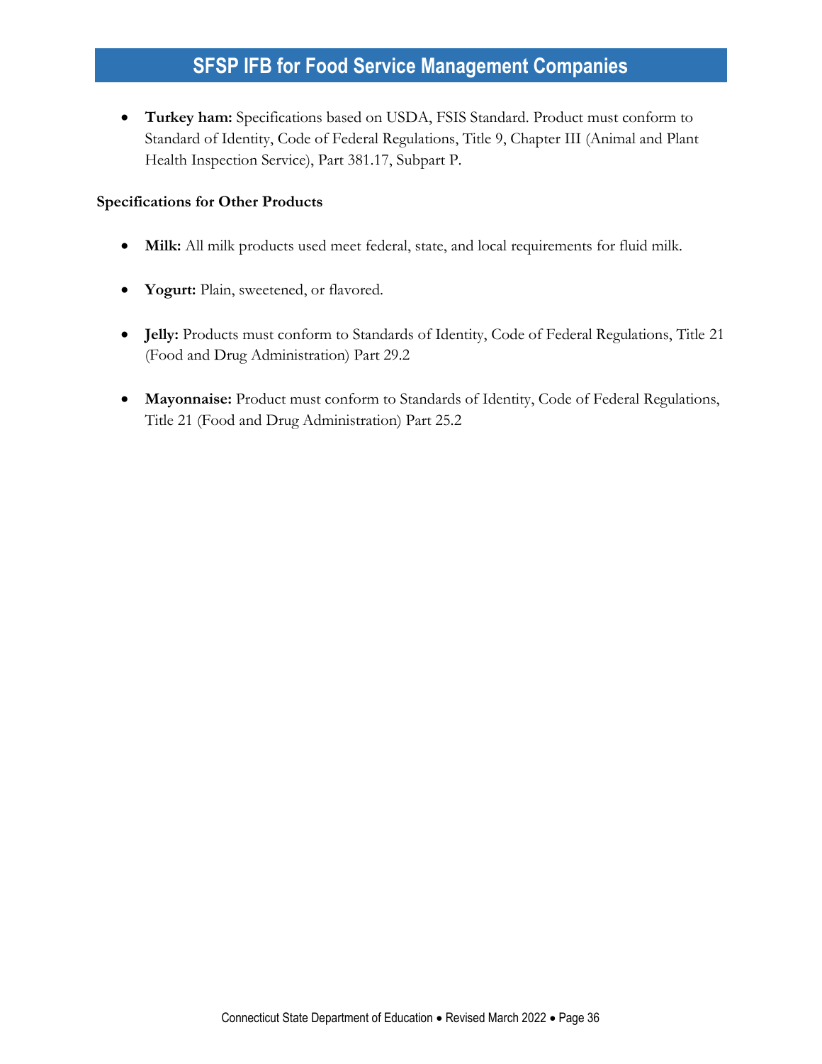- **Turkey ham:** Specifications based on USDA, FSIS Standard. Product must conform to Standard of Identity, Code of Federal Regulations, Title 9, Chapter III (Animal and Plant Health Inspection Service), Part 381.17, Subpart P.

**Specifications for Other Products**

- **Milk:** All milk products used meet federal, state, and local requirements for fluid milk.
- **Yogurt:** Plain, sweetened, or flavored.
- **Jelly:** Products must conform to Standards of Identity, Code of Federal Regulations, Title 21 (Food and Drug Administration) Part 29.2
- **Mayonnaise:** Product must conform to Standards of Identity, Code of Federal Regulations, Title 21 (Food and Drug Administration) Part 25.2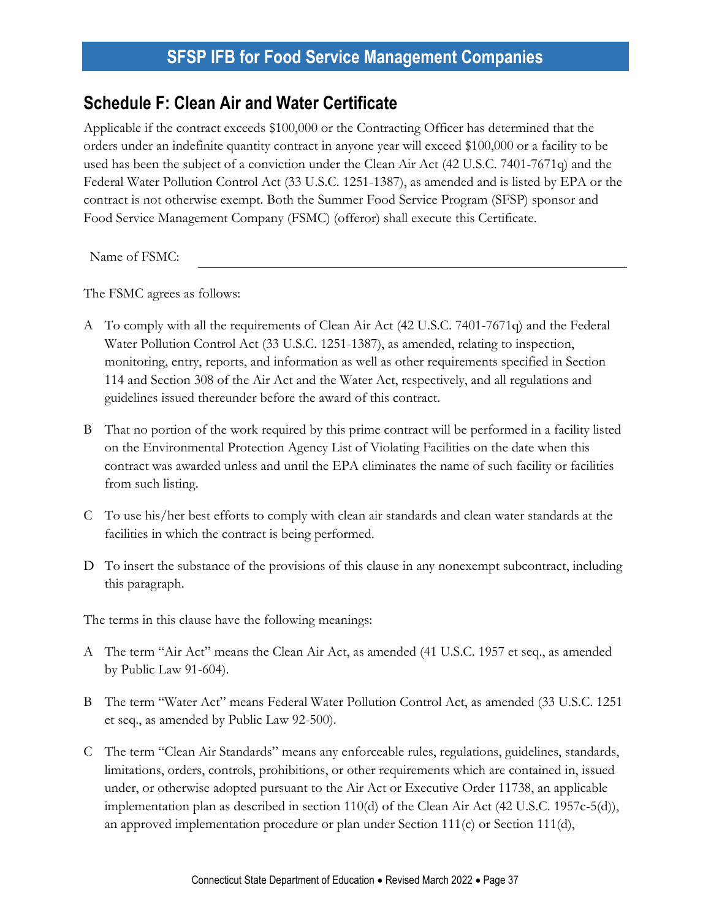## Schedule F: Clean Air and Water Certificate

Applicable if the contract exceeds $100,000 or the Contracting Officer has determined that the orders under an indefinite quantity contract in anyone year will exceed $100,000 or a facility to be used has been the subject of a conviction under the Clean Air Act (42 U.S.C. 7401-7671q) and the Federal Water Pollution Control Act (33 U.S.C. 1251-1387), as amended and is listed by EPA or the contract is not otherwise exempt. Both the Summer Food Service Program (SFSP) sponsor and Food Service Management Company (FSMC) (offeror) shall execute this Certificate.

Name of FSMC: ______________________________________________

The FSMC agrees as follows:

A To comply with all the requirements of Clean Air Act (42 U.S.C. 7401-7671q) and the Federal Water Pollution Control Act (33 U.S.C. 1251-1387), as amended, relating to inspection, monitoring, entry, reports, and information as well as other requirements specified in Section 114 and Section 308 of the Air Act and the Water Act, respectively, and all regulations and guidelines issued thereunder before the award of this contract.

B That no portion of the work required by this prime contract will be performed in a facility listed on the Environmental Protection Agency List of Violating Facilities on the date when this contract was awarded unless and until the EPA eliminates the name of such facility or facilities from such listing.

C To use his/her best efforts to comply with clean air standards and clean water standards at the facilities in which the contract is being performed.

D To insert the substance of the provisions of this clause in any nonexempt subcontract, including this paragraph.

The terms in this clause have the following meanings:

A The term "Air Act" means the Clean Air Act, as amended (41 U.S.C. 1957 et seq., as amended by Public Law 91-604).

B The term "Water Act" means Federal Water Pollution Control Act, as amended (33 U.S.C. 1251 et seq., as amended by Public Law 92-500).

C The term "Clean Air Standards" means any enforceable rules, regulations, guidelines, standards, limitations, orders, controls, prohibitions, or other requirements which are contained in, issued under, or otherwise adopted pursuant to the Air Act or Executive Order 11738, an applicable implementation plan as described in section 110(d) of the Clean Air Act (42 U.S.C. 1957c-5(d)), an approved implementation procedure or plan under Section 111(c) or Section 111(d),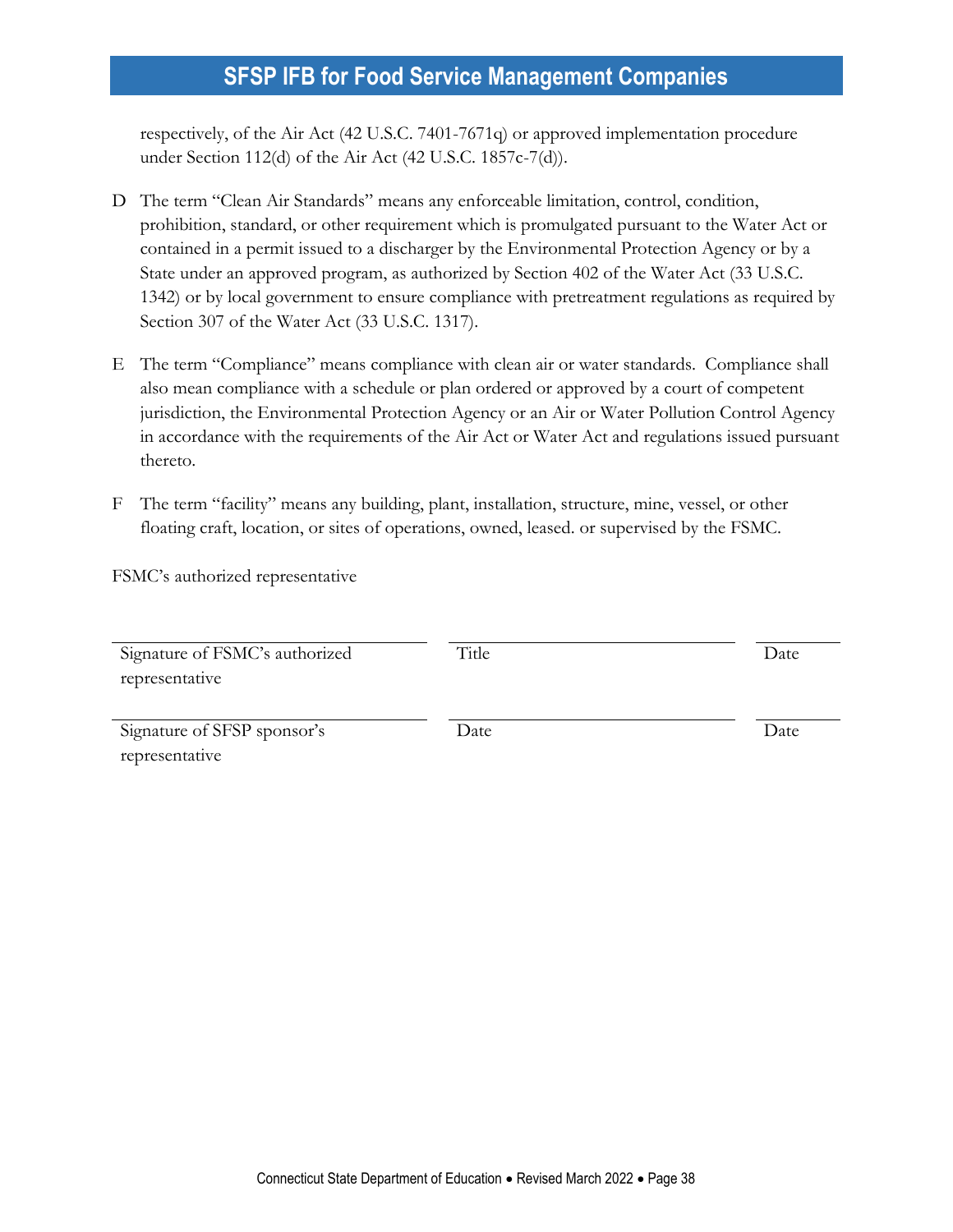respectively, of the Air Act (42 U.S.C. 7401-7671q) or approved implementation procedure under Section 112(d) of the Air Act (42 U.S.C. 1857c-7(d)).

D The term "Clean Air Standards" means any enforceable limitation, control, condition, prohibition, standard, or other requirement which is promulgated pursuant to the Water Act or contained in a permit issued to a discharger by the Environmental Protection Agency or by a State under an approved program, as authorized by Section 402 of the Water Act (33 U.S.C. 1342) or by local government to ensure compliance with pretreatment regulations as required by Section 307 of the Water Act (33 U.S.C. 1317).

E The term "Compliance" means compliance with clean air or water standards. Compliance shall also mean compliance with a schedule or plan ordered or approved by a court of competent jurisdiction, the Environmental Protection Agency or an Air or Water Pollution Control Agency in accordance with the requirements of the Air Act or Water Act and regulations issued pursuant thereto.

F The term "facility" means any building, plant, installation, structure, mine, vessel, or other floating craft, location, or sites of operations, owned, leased. or supervised by the FSMC.

FSMC's authorized representative

| | | |
|---|---|---|
| Signature of FSMC's authorized representative | Title | Date |
| Signature of SFSP sponsor's representative | Date | Date |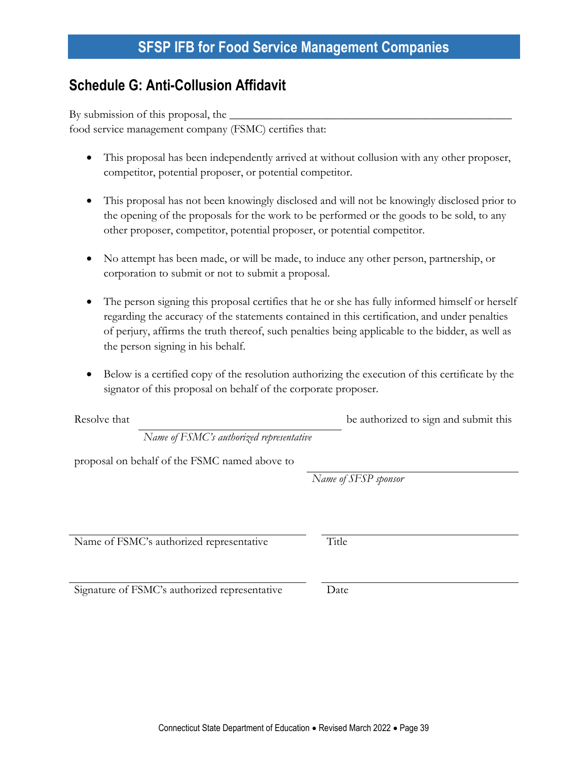## Schedule G: Anti-Collusion Affidavit

By submission of this proposal, the \_\_\_\_\_\_\_\_\_\_\_\_\_\_\_\_\_\_\_\_\_\_\_\_\_\_\_\_\_\_\_\_\_\_\_\_\_\_\_\_\_\_\_\_\_\_\_\_\_\_ food service management company (FSMC) certifies that:

- This proposal has been independently arrived at without collusion with any other proposer, competitor, potential proposer, or potential competitor.
- This proposal has not been knowingly disclosed and will not be knowingly disclosed prior to the opening of the proposals for the work to be performed or the goods to be sold, to any other proposer, competitor, potential proposer, or potential competitor.
- No attempt has been made, or will be made, to induce any other person, partnership, or corporation to submit or not to submit a proposal.
- The person signing this proposal certifies that he or she has fully informed himself or herself regarding the accuracy of the statements contained in this certification, and under penalties of perjury, affirms the truth thereof, such penalties being applicable to the bidder, as well as the person signing in his behalf.
- Below is a certified copy of the resolution authorizing the execution of this certificate by the signator of this proposal on behalf of the corporate proposer.

Resolve that \_\_\_\_\_\_\_\_\_\_\_\_\_\_\_\_\_\_\_\_\_\_\_\_\_\_\_\_\_\_\_\_\_\_\_\_\_\_\_\_ be authorized to sign and submit this
*Name of FSMC's authorized representative*

proposal on behalf of the FSMC named above to \_\_\_\_\_\_\_\_\_\_\_\_\_\_\_\_\_\_\_\_\_\_\_\_\_\_\_\_\_\_\_\_\_\_\_\_\_\_\_\_
*Name of SFSP sponsor*

\_\_\_\_\_\_\_\_\_\_\_\_\_\_\_\_\_\_\_\_\_\_\_\_\_\_\_\_\_\_\_\_\_\_\_\_\_\_\_\_ \_\_\_\_\_\_\_\_\_\_\_\_\_\_\_\_\_\_\_\_\_\_\_\_\_\_\_\_\_\_\_\_\_\_\_\_\_\_\_\_
Name of FSMC's authorized representative Title

\_\_\_\_\_\_\_\_\_\_\_\_\_\_\_\_\_\_\_\_\_\_\_\_\_\_\_\_\_\_\_\_\_\_\_\_\_\_\_\_ \_\_\_\_\_\_\_\_\_\_\_\_\_\_\_\_\_\_\_\_\_\_\_\_\_\_\_\_\_\_\_\_\_\_\_\_\_\_\_\_
Signature of FSMC's authorized representative Date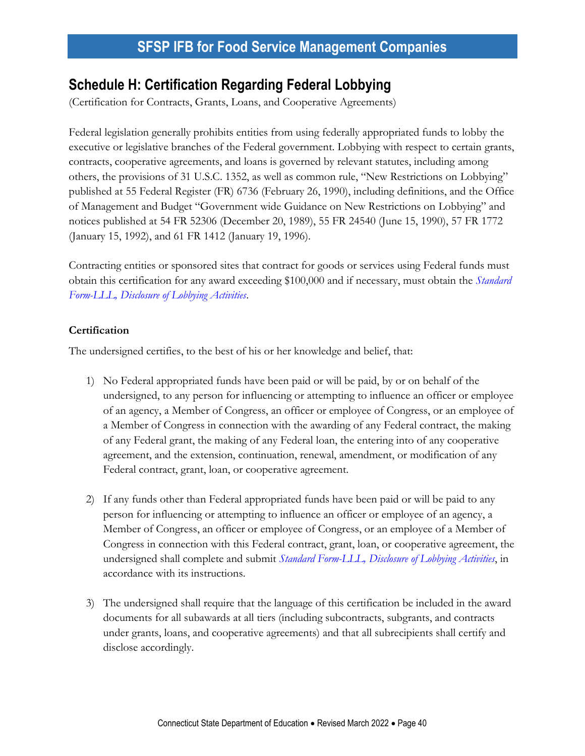## Schedule H: Certification Regarding Federal Lobbying

(Certification for Contracts, Grants, Loans, and Cooperative Agreements)

Federal legislation generally prohibits entities from using federally appropriated funds to lobby the executive or legislative branches of the Federal government. Lobbying with respect to certain grants, contracts, cooperative agreements, and loans is governed by relevant statutes, including among others, the provisions of 31 U.S.C. 1352, as well as common rule, "New Restrictions on Lobbying" published at 55 Federal Register (FR) 6736 (February 26, 1990), including definitions, and the Office of Management and Budget "Government wide Guidance on New Restrictions on Lobbying" and notices published at 54 FR 52306 (December 20, 1989), 55 FR 24540 (June 15, 1990), 57 FR 1772 (January 15, 1992), and 61 FR 1412 (January 19, 1996).

Contracting entities or sponsored sites that contract for goods or services using Federal funds must obtain this certification for any award exceeding $100,000 and if necessary, must obtain the *Standard Form-LLL, Disclosure of Lobbying Activities*.

**Certification**

The undersigned certifies, to the best of his or her knowledge and belief, that:

1) No Federal appropriated funds have been paid or will be paid, by or on behalf of the undersigned, to any person for influencing or attempting to influence an officer or employee of an agency, a Member of Congress, an officer or employee of Congress, or an employee of a Member of Congress in connection with the awarding of any Federal contract, the making of any Federal grant, the making of any Federal loan, the entering into of any cooperative agreement, and the extension, continuation, renewal, amendment, or modification of any Federal contract, grant, loan, or cooperative agreement.

2) If any funds other than Federal appropriated funds have been paid or will be paid to any person for influencing or attempting to influence an officer or employee of an agency, a Member of Congress, an officer or employee of Congress, or an employee of a Member of Congress in connection with this Federal contract, grant, loan, or cooperative agreement, the undersigned shall complete and submit *Standard Form-LLL, Disclosure of Lobbying Activities*, in accordance with its instructions.

3) The undersigned shall require that the language of this certification be included in the award documents for all subawards at all tiers (including subcontracts, subgrants, and contracts under grants, loans, and cooperative agreements) and that all subrecipients shall certify and disclose accordingly.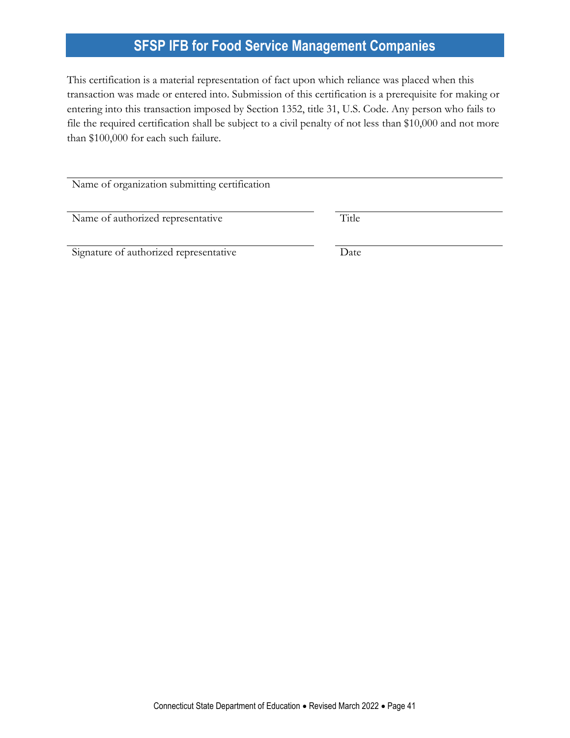This certification is a material representation of fact upon which reliance was placed when this transaction was made or entered into. Submission of this certification is a prerequisite for making or entering into this transaction imposed by Section 1352, title 31, U.S. Code. Any person who fails to file the required certification shall be subject to a civil penalty of not less than $10,000 and not more than $100,000 for each such failure.

\_\_\_\_\_\_\_\_\_\_\_\_\_\_\_\_\_\_\_\_\_\_\_\_\_\_\_\_\_\_\_\_\_\_\_\_\_\_\_\_\_\_\_\_\_\_\_\_\_\_\_\_

Name of organization submitting certification

| | |
|---|---|
| \_\_\_\_\_\_\_\_\_\_\_\_\_\_\_\_\_\_\_\_\_\_\_\_\_\_\_\_\_\_ | \_\_\_\_\_\_\_\_\_\_\_\_\_\_\_\_\_\_\_\_ |
| Name of authorized representative | Title |
| \_\_\_\_\_\_\_\_\_\_\_\_\_\_\_\_\_\_\_\_\_\_\_\_\_\_\_\_\_\_ | \_\_\_\_\_\_\_\_\_\_\_\_\_\_\_\_\_\_\_\_ |
| Signature of authorized representative | Date |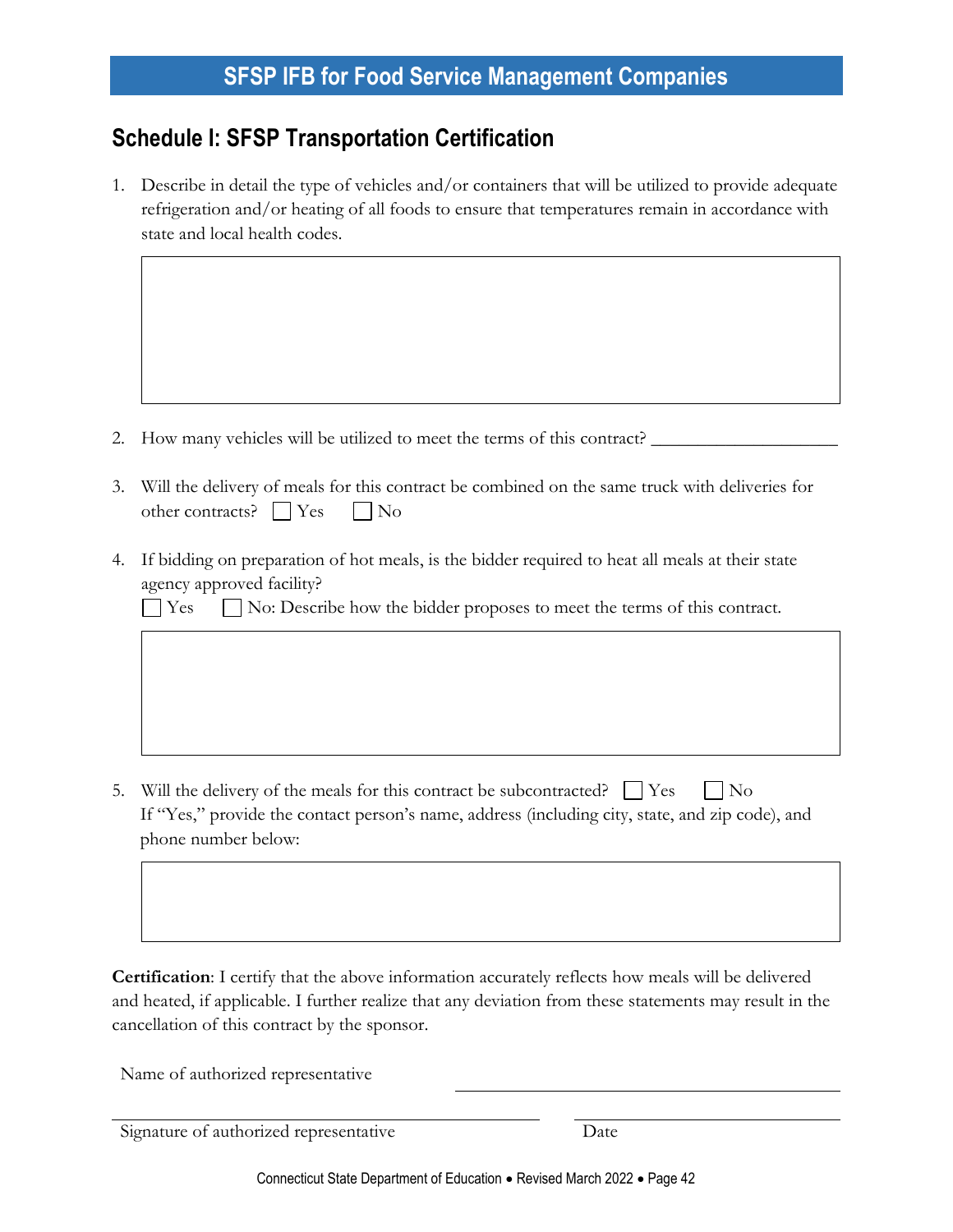## Schedule I: SFSP Transportation Certification

1. Describe in detail the type of vehicles and/or containers that will be utilized to provide adequate refrigeration and/or heating of all foods to ensure that temperatures remain in accordance with state and local health codes.

2. How many vehicles will be utilized to meet the terms of this contract? ____________________

3. Will the delivery of meals for this contract be combined on the same truck with deliveries for other contracts? ☐ Yes ☐ No

4. If bidding on preparation of hot meals, is the bidder required to heat all meals at their state agency approved facility?
   ☐ Yes ☐ No: Describe how the bidder proposes to meet the terms of this contract.

5. Will the delivery of the meals for this contract be subcontracted? ☐ Yes ☐ No
   If "Yes," provide the contact person's name, address (including city, state, and zip code), and phone number below:

**Certification**: I certify that the above information accurately reflects how meals will be delivered and heated, if applicable. I further realize that any deviation from these statements may result in the cancellation of this contract by the sponsor.

Name of authorized representative ____________________

____________________ ____________________
Signature of authorized representative Date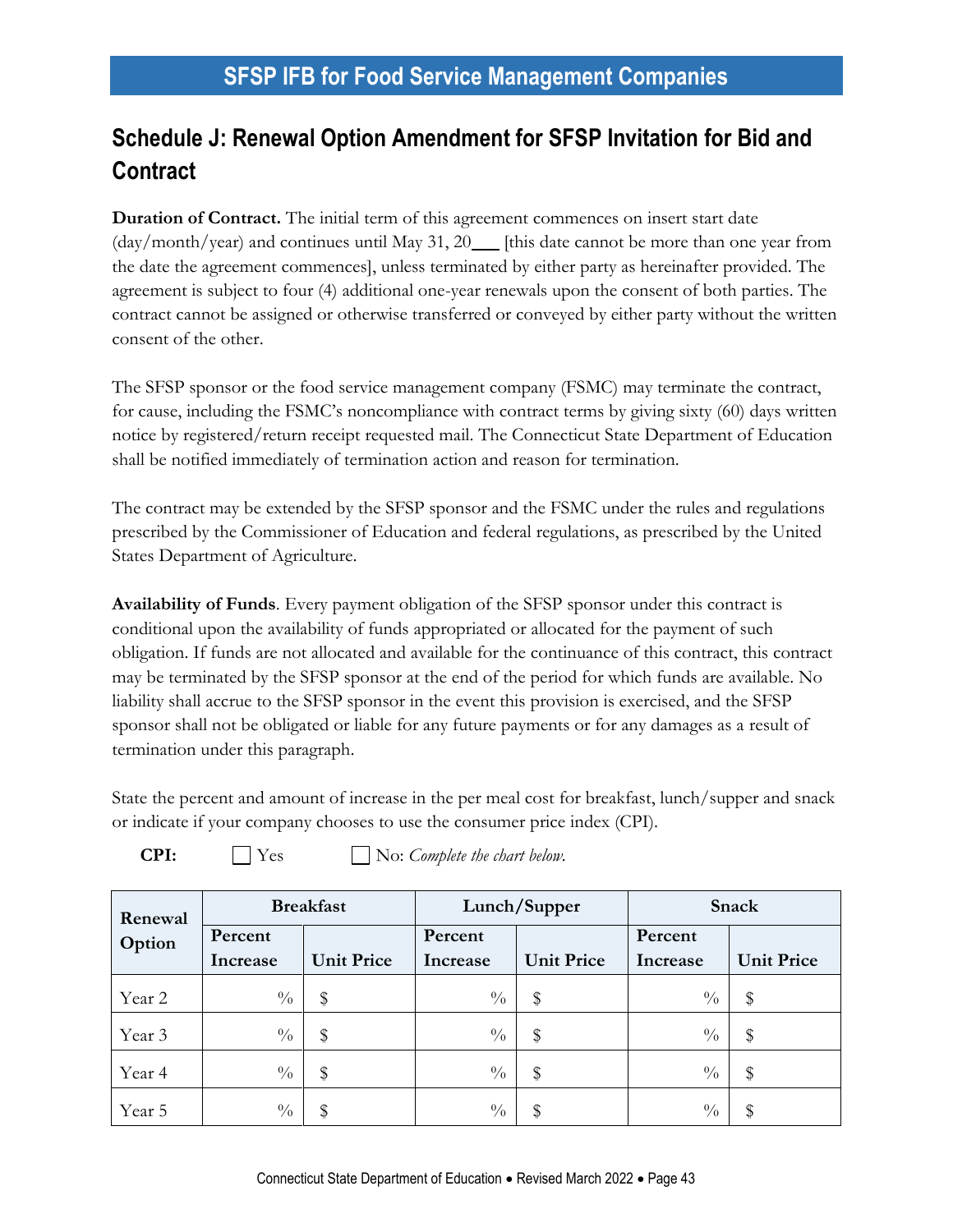## Schedule J: Renewal Option Amendment for SFSP Invitation for Bid and Contract

**Duration of Contract.** The initial term of this agreement commences on insert start date (day/month/year) and continues until May 31, 20___ [this date cannot be more than one year from the date the agreement commences], unless terminated by either party as hereinafter provided. The agreement is subject to four (4) additional one-year renewals upon the consent of both parties. The contract cannot be assigned or otherwise transferred or conveyed by either party without the written consent of the other.

The SFSP sponsor or the food service management company (FSMC) may terminate the contract, for cause, including the FSMC's noncompliance with contract terms by giving sixty (60) days written notice by registered/return receipt requested mail. The Connecticut State Department of Education shall be notified immediately of termination action and reason for termination.

The contract may be extended by the SFSP sponsor and the FSMC under the rules and regulations prescribed by the Commissioner of Education and federal regulations, as prescribed by the United States Department of Agriculture.

**Availability of Funds**. Every payment obligation of the SFSP sponsor under this contract is conditional upon the availability of funds appropriated or allocated for the payment of such obligation. If funds are not allocated and available for the continuance of this contract, this contract may be terminated by the SFSP sponsor at the end of the period for which funds are available. No liability shall accrue to the SFSP sponsor in the event this provision is exercised, and the SFSP sponsor shall not be obligated or liable for any future payments or for any damages as a result of termination under this paragraph.

State the percent and amount of increase in the per meal cost for breakfast, lunch/supper and snack or indicate if your company chooses to use the consumer price index (CPI).

**CPI:** ☐ Yes ☐ No: *Complete the chart below.*

| Renewal Option | Breakfast | | Lunch/Supper | | Snack | |
|---|---|---|---|---|---|---|
| | Percent Increase | Unit Price | Percent Increase | Unit Price | Percent Increase | Unit Price |
| Year 2 | % | $ | % | $ | % | $ |
| Year 3 | % | $ | % | $ | % | $ |
| Year 4 | % | $ | % | $ | % | $ |
| Year 5 | % | $ | % | $ | % | $ |